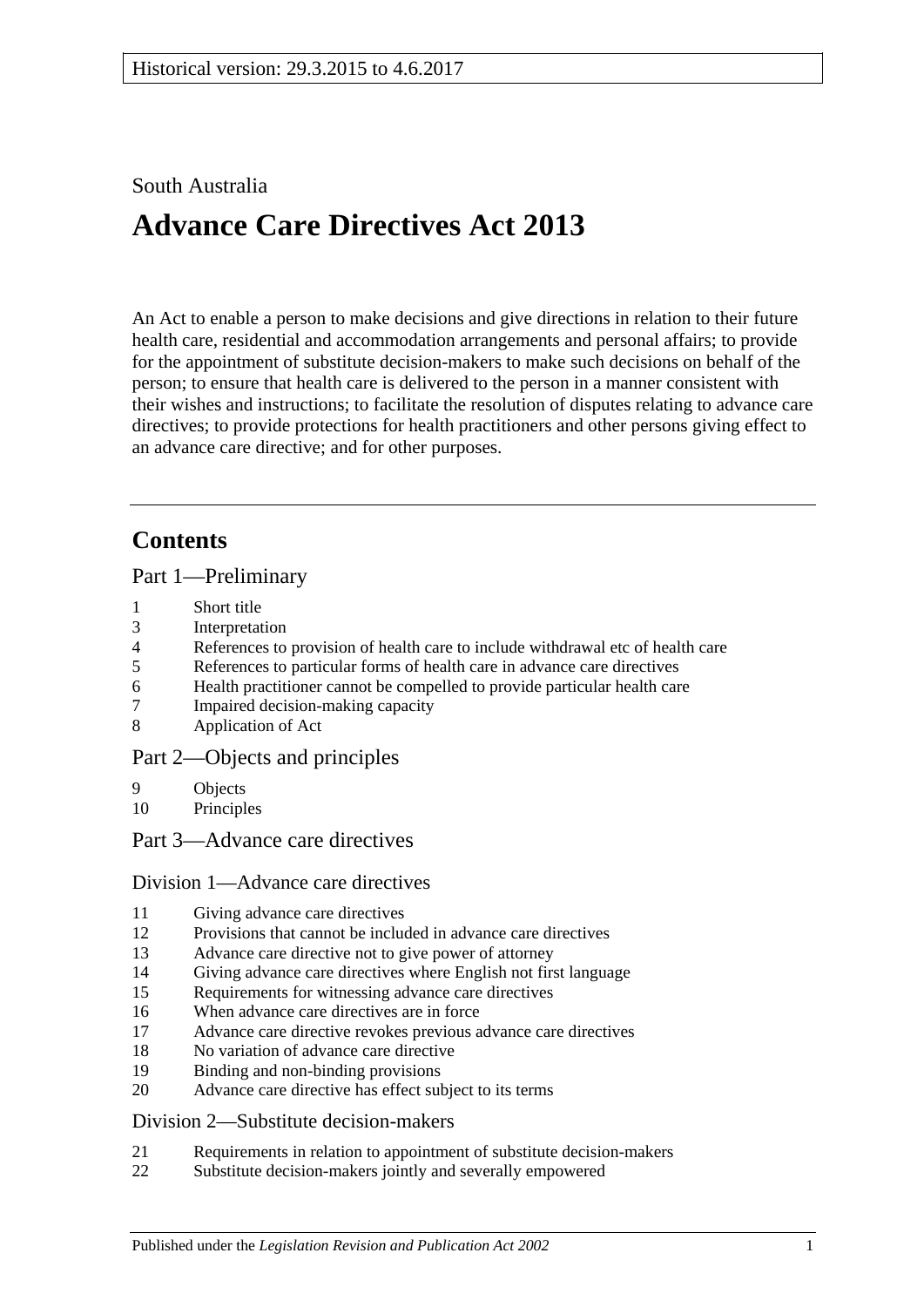Historical version: 29.3.2015 to 4.6.2017

South Australia

# Advance Care Directives Act 2013

An Act to enable a person to make decisions and give directions in relation to their future health care, residential and accommodation arrangements and personal affairs; to provide for the appointment of substitute decision-makers to make such decisions on behalf of the person; to ensure that health care is delivered to the person in a manner consistent with their wishes and instructions; to facilitate the resolution of disputes relating to advance care directives; to provide protections for health practitioners and other persons giving effect to an advance care directive; and for other purposes.

---

## Contents

### Part 1—Preliminary

1 Short title
3 Interpretation
4 References to provision of health care to include withdrawal etc of health care
5 References to particular forms of health care in advance care directives
6 Health practitioner cannot be compelled to provide particular health care
7 Impaired decision-making capacity
8 Application of Act

### Part 2—Objects and principles

9 Objects
10 Principles

### Part 3—Advance care directives

#### Division 1—Advance care directives

11 Giving advance care directives
12 Provisions that cannot be included in advance care directives
13 Advance care directive not to give power of attorney
14 Giving advance care directives where English not first language
15 Requirements for witnessing advance care directives
16 When advance care directives are in force
17 Advance care directive revokes previous advance care directives
18 No variation of advance care directive
19 Binding and non-binding provisions
20 Advance care directive has effect subject to its terms

#### Division 2—Substitute decision-makers

21 Requirements in relation to appointment of substitute decision-makers
22 Substitute decision-makers jointly and severally empowered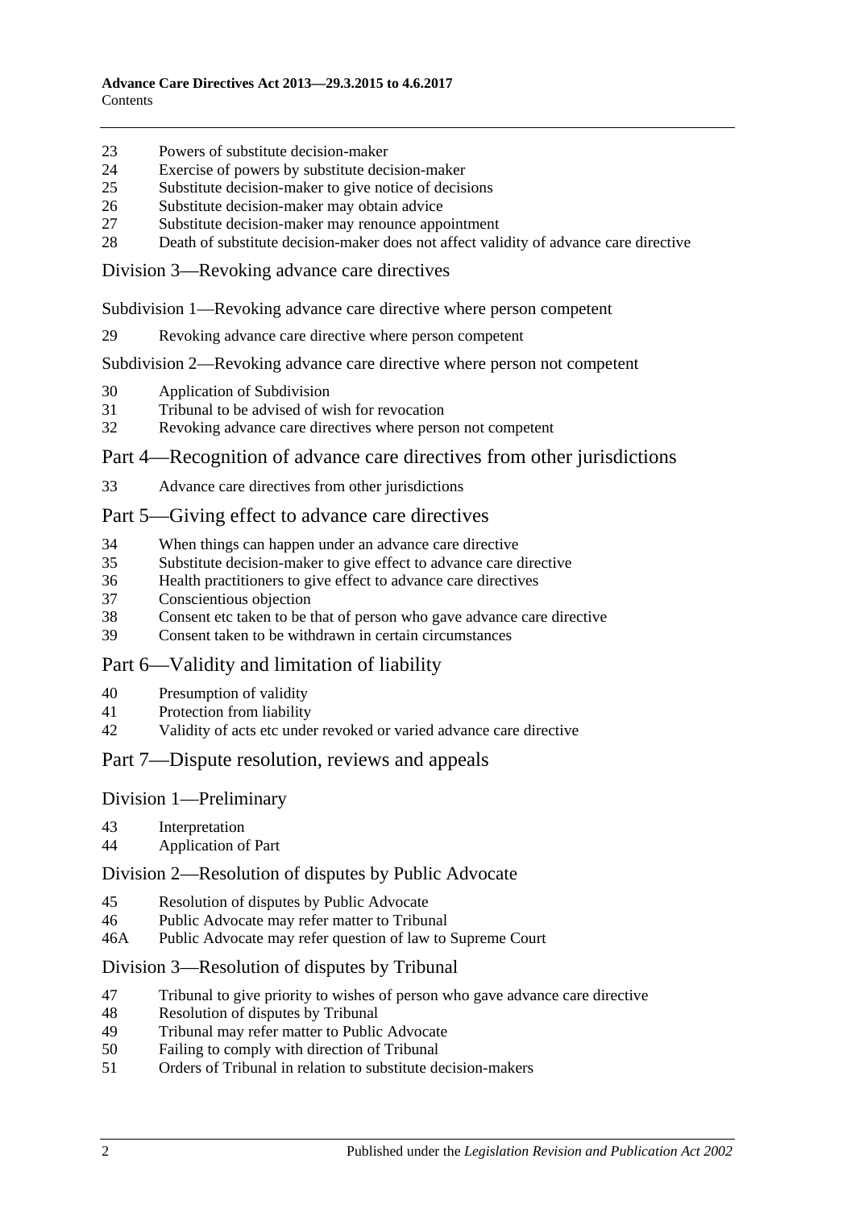23 Powers of substitute decision-maker
24 Exercise of powers by substitute decision-maker
25 Substitute decision-maker to give notice of decisions
26 Substitute decision-maker may obtain advice
27 Substitute decision-maker may renounce appointment
28 Death of substitute decision-maker does not affect validity of advance care directive

### Division 3—Revoking advance care directives

#### Subdivision 1—Revoking advance care directive where person competent

29 Revoking advance care directive where person competent

#### Subdivision 2—Revoking advance care directive where person not competent

30 Application of Subdivision
31 Tribunal to be advised of wish for revocation
32 Revoking advance care directives where person not competent

## Part 4—Recognition of advance care directives from other jurisdictions

33 Advance care directives from other jurisdictions

## Part 5—Giving effect to advance care directives

34 When things can happen under an advance care directive
35 Substitute decision-maker to give effect to advance care directive
36 Health practitioners to give effect to advance care directives
37 Conscientious objection
38 Consent etc taken to be that of person who gave advance care directive
39 Consent taken to be withdrawn in certain circumstances

## Part 6—Validity and limitation of liability

40 Presumption of validity
41 Protection from liability
42 Validity of acts etc under revoked or varied advance care directive

## Part 7—Dispute resolution, reviews and appeals

### Division 1—Preliminary

43 Interpretation
44 Application of Part

### Division 2—Resolution of disputes by Public Advocate

45 Resolution of disputes by Public Advocate
46 Public Advocate may refer matter to Tribunal
46A Public Advocate may refer question of law to Supreme Court

### Division 3—Resolution of disputes by Tribunal

47 Tribunal to give priority to wishes of person who gave advance care directive
48 Resolution of disputes by Tribunal
49 Tribunal may refer matter to Public Advocate
50 Failing to comply with direction of Tribunal
51 Orders of Tribunal in relation to substitute decision-makers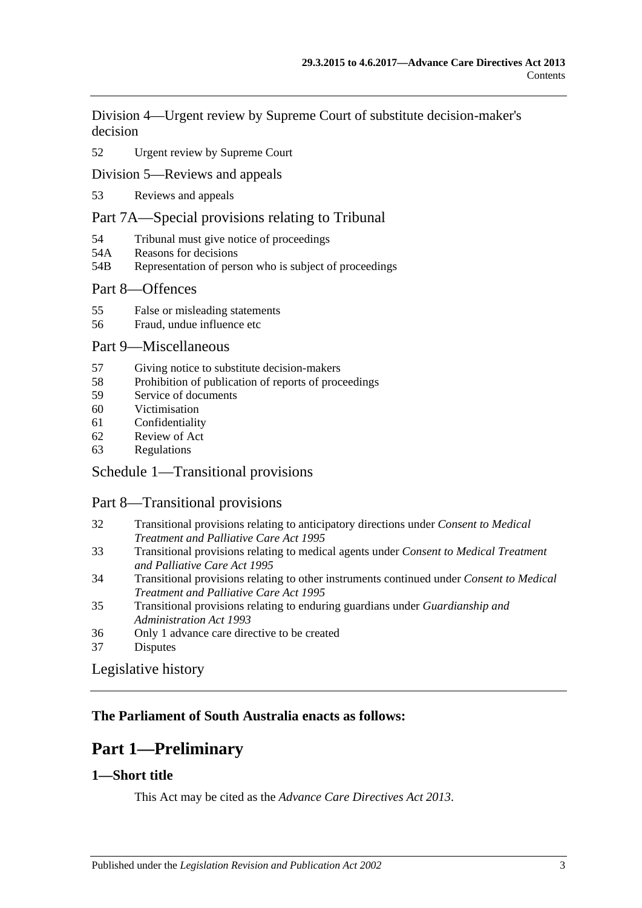Division 4—Urgent review by Supreme Court of substitute decision-maker's decision

52 Urgent review by Supreme Court

Division 5—Reviews and appeals

53 Reviews and appeals

Part 7A—Special provisions relating to Tribunal

54 Tribunal must give notice of proceedings
54A Reasons for decisions
54B Representation of person who is subject of proceedings

Part 8—Offences

55 False or misleading statements
56 Fraud, undue influence etc

Part 9—Miscellaneous

57 Giving notice to substitute decision-makers
58 Prohibition of publication of reports of proceedings
59 Service of documents
60 Victimisation
61 Confidentiality
62 Review of Act
63 Regulations

Schedule 1—Transitional provisions

Part 8—Transitional provisions

32 Transitional provisions relating to anticipatory directions under *Consent to Medical Treatment and Palliative Care Act 1995*
33 Transitional provisions relating to medical agents under *Consent to Medical Treatment and Palliative Care Act 1995*
34 Transitional provisions relating to other instruments continued under *Consent to Medical Treatment and Palliative Care Act 1995*
35 Transitional provisions relating to enduring guardians under *Guardianship and Administration Act 1993*
36 Only 1 advance care directive to be created
37 Disputes

Legislative history

**The Parliament of South Australia enacts as follows:**

# Part 1—Preliminary

### 1—Short title

This Act may be cited as the *Advance Care Directives Act 2013*.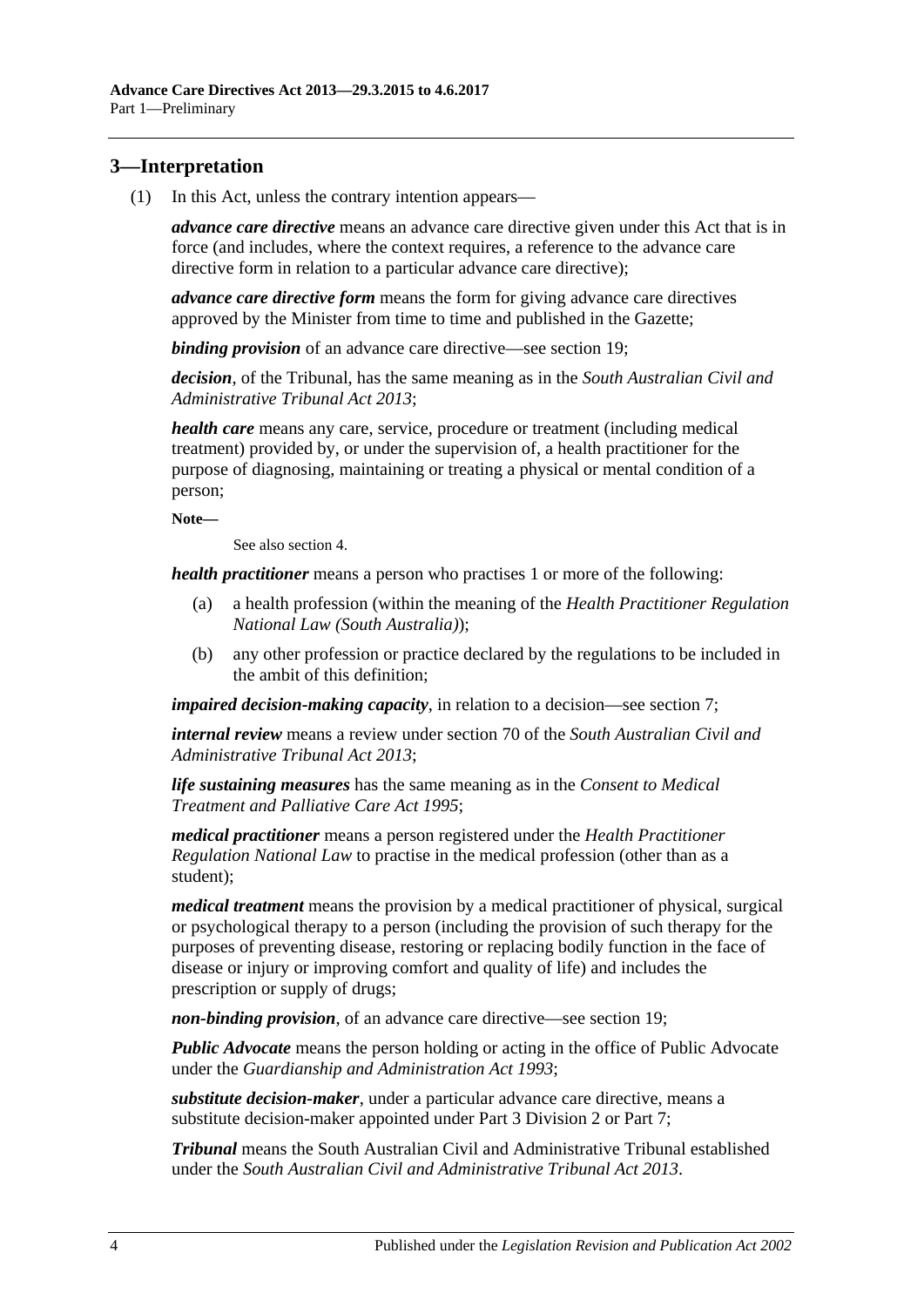## 3—Interpretation

(1) In this Act, unless the contrary intention appears—

***advance care directive*** means an advance care directive given under this Act that is in force (and includes, where the context requires, a reference to the advance care directive form in relation to a particular advance care directive);

***advance care directive form*** means the form for giving advance care directives approved by the Minister from time to time and published in the Gazette;

***binding provision*** of an advance care directive—see section 19;

***decision***, of the Tribunal, has the same meaning as in the *South Australian Civil and Administrative Tribunal Act 2013*;

***health care*** means any care, service, procedure or treatment (including medical treatment) provided by, or under the supervision of, a health practitioner for the purpose of diagnosing, maintaining or treating a physical or mental condition of a person;

**Note—**

See also section 4.

***health practitioner*** means a person who practises 1 or more of the following:

(a) a health profession (within the meaning of the *Health Practitioner Regulation National Law (South Australia)*);

(b) any other profession or practice declared by the regulations to be included in the ambit of this definition;

***impaired decision-making capacity***, in relation to a decision—see section 7;

***internal review*** means a review under section 70 of the *South Australian Civil and Administrative Tribunal Act 2013*;

***life sustaining measures*** has the same meaning as in the *Consent to Medical Treatment and Palliative Care Act 1995*;

***medical practitioner*** means a person registered under the *Health Practitioner Regulation National Law* to practise in the medical profession (other than as a student);

***medical treatment*** means the provision by a medical practitioner of physical, surgical or psychological therapy to a person (including the provision of such therapy for the purposes of preventing disease, restoring or replacing bodily function in the face of disease or injury or improving comfort and quality of life) and includes the prescription or supply of drugs;

***non-binding provision***, of an advance care directive—see section 19;

***Public Advocate*** means the person holding or acting in the office of Public Advocate under the *Guardianship and Administration Act 1993*;

***substitute decision-maker***, under a particular advance care directive, means a substitute decision-maker appointed under Part 3 Division 2 or Part 7;

***Tribunal*** means the South Australian Civil and Administrative Tribunal established under the *South Australian Civil and Administrative Tribunal Act 2013*.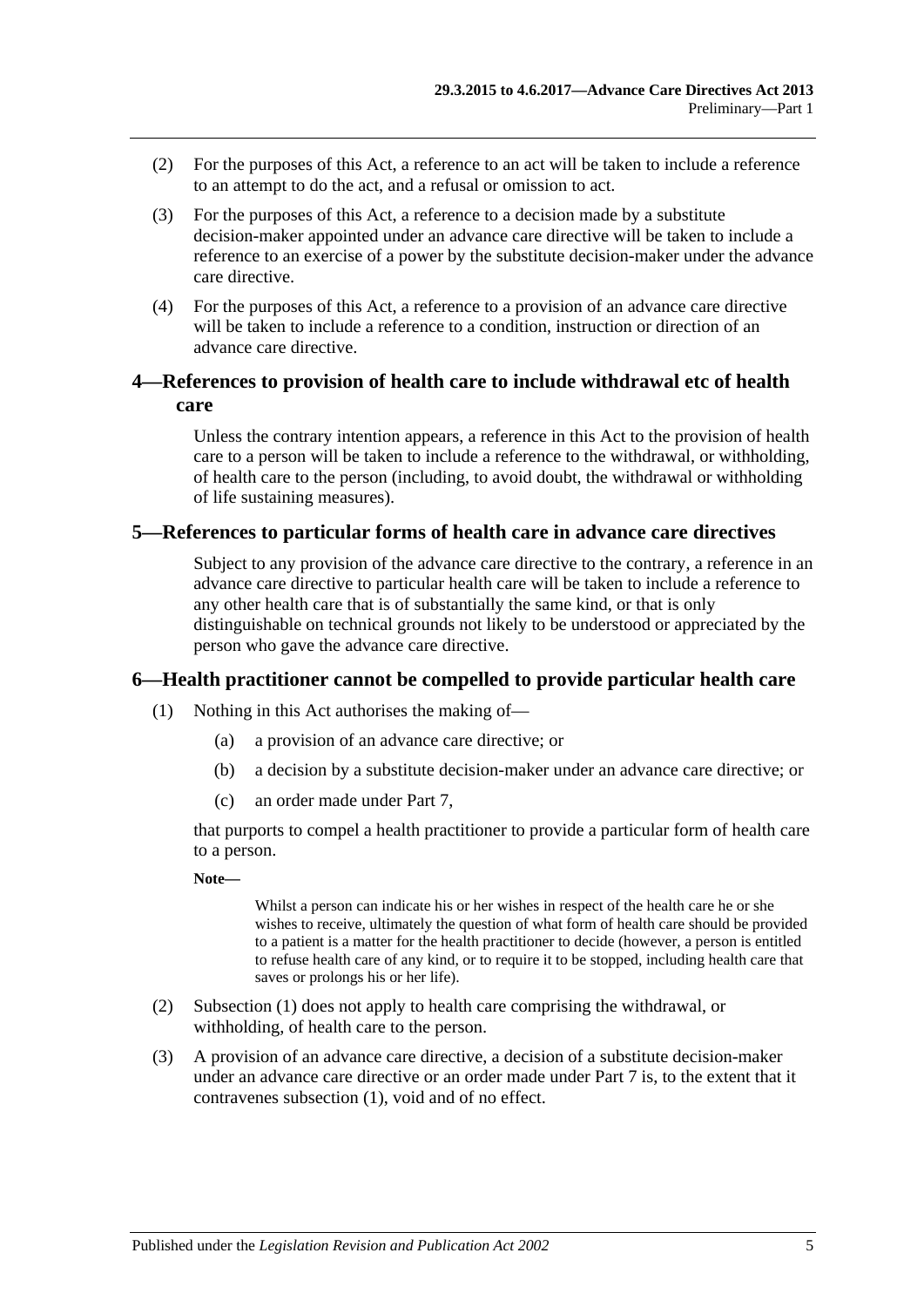(2) For the purposes of this Act, a reference to an act will be taken to include a reference to an attempt to do the act, and a refusal or omission to act.

(3) For the purposes of this Act, a reference to a decision made by a substitute decision-maker appointed under an advance care directive will be taken to include a reference to an exercise of a power by the substitute decision-maker under the advance care directive.

(4) For the purposes of this Act, a reference to a provision of an advance care directive will be taken to include a reference to a condition, instruction or direction of an advance care directive.

## 4—References to provision of health care to include withdrawal etc of health care

Unless the contrary intention appears, a reference in this Act to the provision of health care to a person will be taken to include a reference to the withdrawal, or withholding, of health care to the person (including, to avoid doubt, the withdrawal or withholding of life sustaining measures).

## 5—References to particular forms of health care in advance care directives

Subject to any provision of the advance care directive to the contrary, a reference in an advance care directive to particular health care will be taken to include a reference to any other health care that is of substantially the same kind, or that is only distinguishable on technical grounds not likely to be understood or appreciated by the person who gave the advance care directive.

## 6—Health practitioner cannot be compelled to provide particular health care

(1) Nothing in this Act authorises the making of—

- (a) a provision of an advance care directive; or
- (b) a decision by a substitute decision-maker under an advance care directive; or
- (c) an order made under Part 7,

that purports to compel a health practitioner to provide a particular form of health care to a person.

**Note—**

Whilst a person can indicate his or her wishes in respect of the health care he or she wishes to receive, ultimately the question of what form of health care should be provided to a patient is a matter for the health practitioner to decide (however, a person is entitled to refuse health care of any kind, or to require it to be stopped, including health care that saves or prolongs his or her life).

(2) Subsection (1) does not apply to health care comprising the withdrawal, or withholding, of health care to the person.

(3) A provision of an advance care directive, a decision of a substitute decision-maker under an advance care directive or an order made under Part 7 is, to the extent that it contravenes subsection (1), void and of no effect.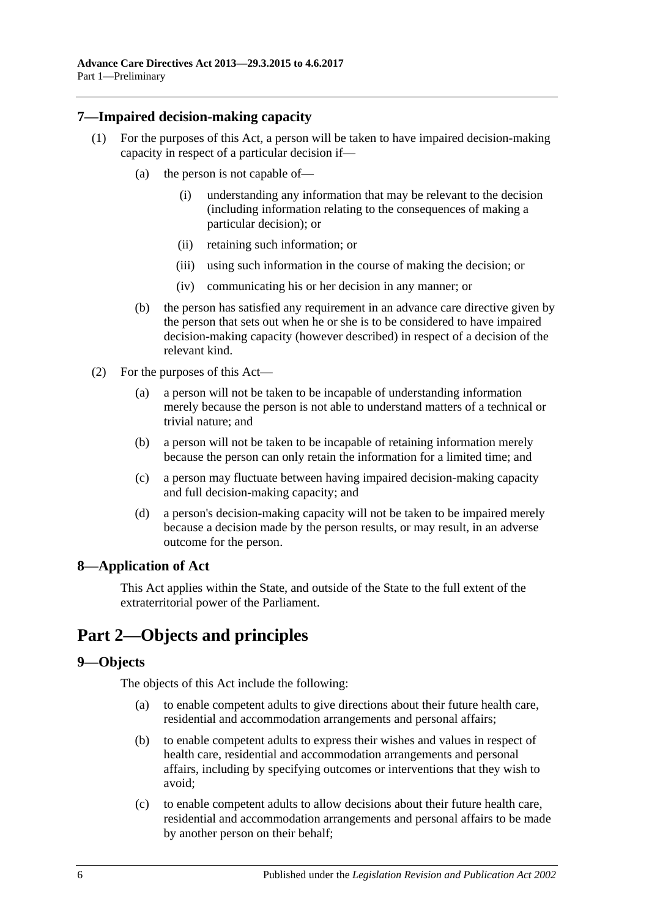## 7—Impaired decision-making capacity

(1) For the purposes of this Act, a person will be taken to have impaired decision-making capacity in respect of a particular decision if—

(a) the person is not capable of—

(i) understanding any information that may be relevant to the decision (including information relating to the consequences of making a particular decision); or

(ii) retaining such information; or

(iii) using such information in the course of making the decision; or

(iv) communicating his or her decision in any manner; or

(b) the person has satisfied any requirement in an advance care directive given by the person that sets out when he or she is to be considered to have impaired decision-making capacity (however described) in respect of a decision of the relevant kind.

(2) For the purposes of this Act—

(a) a person will not be taken to be incapable of understanding information merely because the person is not able to understand matters of a technical or trivial nature; and

(b) a person will not be taken to be incapable of retaining information merely because the person can only retain the information for a limited time; and

(c) a person may fluctuate between having impaired decision-making capacity and full decision-making capacity; and

(d) a person's decision-making capacity will not be taken to be impaired merely because a decision made by the person results, or may result, in an adverse outcome for the person.

## 8—Application of Act

This Act applies within the State, and outside of the State to the full extent of the extraterritorial power of the Parliament.

# Part 2—Objects and principles

## 9—Objects

The objects of this Act include the following:

(a) to enable competent adults to give directions about their future health care, residential and accommodation arrangements and personal affairs;

(b) to enable competent adults to express their wishes and values in respect of health care, residential and accommodation arrangements and personal affairs, including by specifying outcomes or interventions that they wish to avoid;

(c) to enable competent adults to allow decisions about their future health care, residential and accommodation arrangements and personal affairs to be made by another person on their behalf;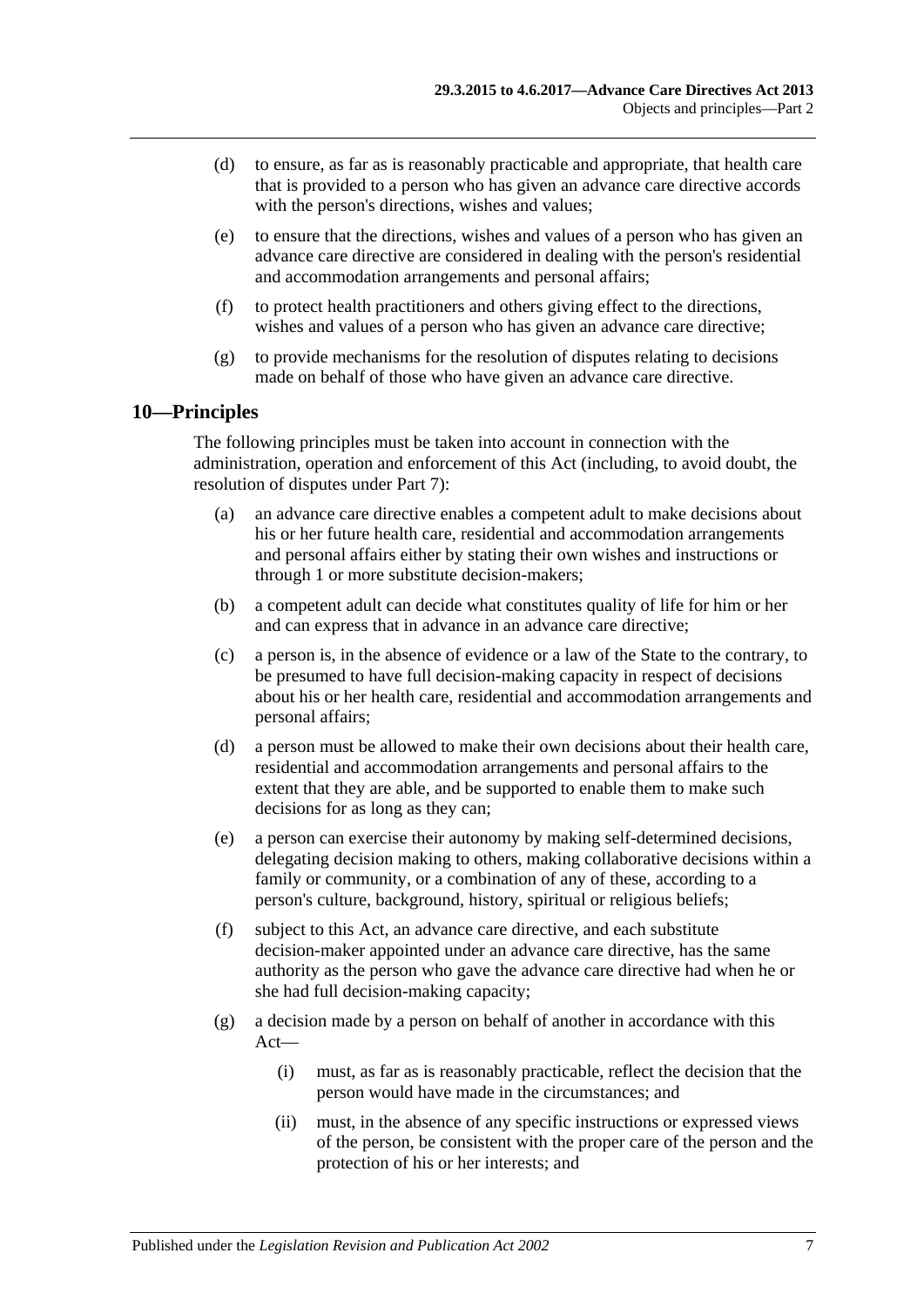(d) to ensure, as far as is reasonably practicable and appropriate, that health care that is provided to a person who has given an advance care directive accords with the person's directions, wishes and values;

(e) to ensure that the directions, wishes and values of a person who has given an advance care directive are considered in dealing with the person's residential and accommodation arrangements and personal affairs;

(f) to protect health practitioners and others giving effect to the directions, wishes and values of a person who has given an advance care directive;

(g) to provide mechanisms for the resolution of disputes relating to decisions made on behalf of those who have given an advance care directive.

## 10—Principles

The following principles must be taken into account in connection with the administration, operation and enforcement of this Act (including, to avoid doubt, the resolution of disputes under Part 7):

(a) an advance care directive enables a competent adult to make decisions about his or her future health care, residential and accommodation arrangements and personal affairs either by stating their own wishes and instructions or through 1 or more substitute decision-makers;

(b) a competent adult can decide what constitutes quality of life for him or her and can express that in advance in an advance care directive;

(c) a person is, in the absence of evidence or a law of the State to the contrary, to be presumed to have full decision-making capacity in respect of decisions about his or her health care, residential and accommodation arrangements and personal affairs;

(d) a person must be allowed to make their own decisions about their health care, residential and accommodation arrangements and personal affairs to the extent that they are able, and be supported to enable them to make such decisions for as long as they can;

(e) a person can exercise their autonomy by making self-determined decisions, delegating decision making to others, making collaborative decisions within a family or community, or a combination of any of these, according to a person's culture, background, history, spiritual or religious beliefs;

(f) subject to this Act, an advance care directive, and each substitute decision-maker appointed under an advance care directive, has the same authority as the person who gave the advance care directive had when he or she had full decision-making capacity;

(g) a decision made by a person on behalf of another in accordance with this Act—

(i) must, as far as is reasonably practicable, reflect the decision that the person would have made in the circumstances; and

(ii) must, in the absence of any specific instructions or expressed views of the person, be consistent with the proper care of the person and the protection of his or her interests; and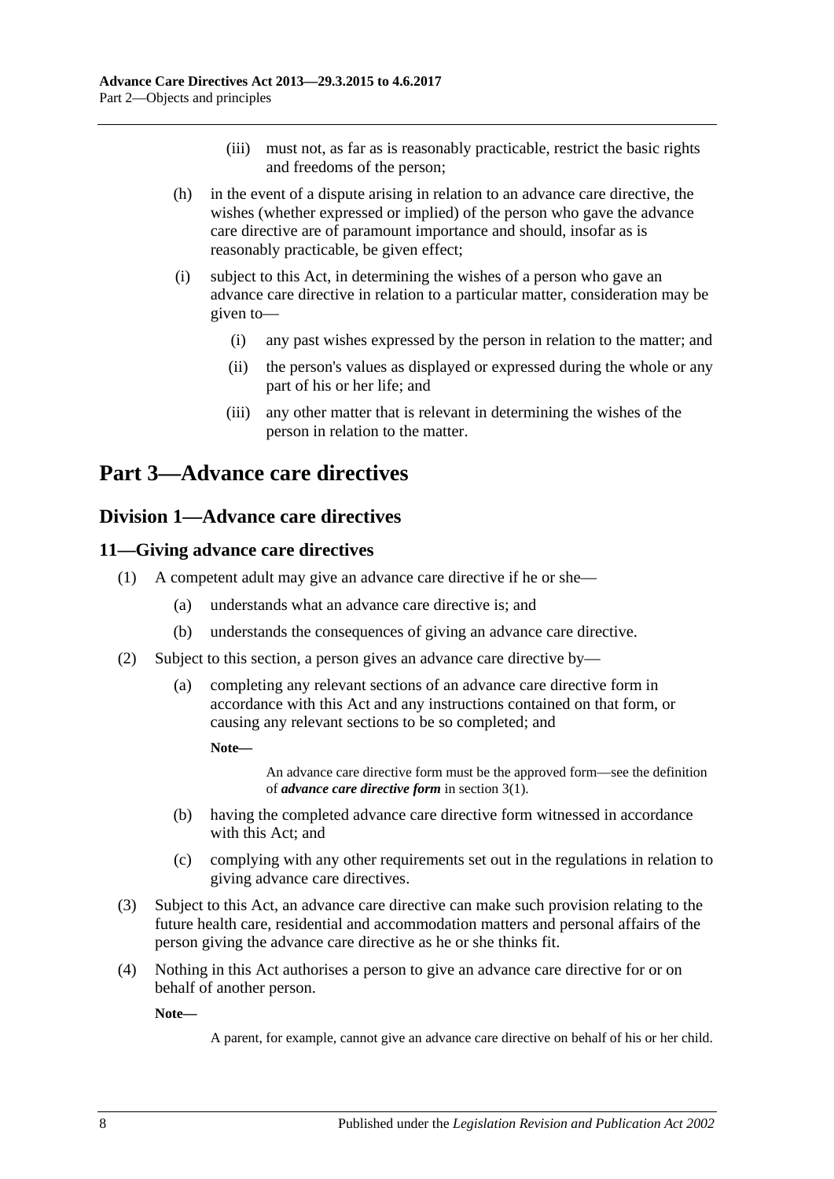(iii) must not, as far as is reasonably practicable, restrict the basic rights and freedoms of the person;

(h) in the event of a dispute arising in relation to an advance care directive, the wishes (whether expressed or implied) of the person who gave the advance care directive are of paramount importance and should, insofar as is reasonably practicable, be given effect;

(i) subject to this Act, in determining the wishes of a person who gave an advance care directive in relation to a particular matter, consideration may be given to—

(i) any past wishes expressed by the person in relation to the matter; and

(ii) the person's values as displayed or expressed during the whole or any part of his or her life; and

(iii) any other matter that is relevant in determining the wishes of the person in relation to the matter.

# Part 3—Advance care directives

## Division 1—Advance care directives

### 11—Giving advance care directives

(1) A competent adult may give an advance care directive if he or she—

(a) understands what an advance care directive is; and

(b) understands the consequences of giving an advance care directive.

(2) Subject to this section, a person gives an advance care directive by—

(a) completing any relevant sections of an advance care directive form in accordance with this Act and any instructions contained on that form, or causing any relevant sections to be so completed; and

**Note—**

An advance care directive form must be the approved form—see the definition of ***advance care directive form*** in section 3(1).

(b) having the completed advance care directive form witnessed in accordance with this Act; and

(c) complying with any other requirements set out in the regulations in relation to giving advance care directives.

(3) Subject to this Act, an advance care directive can make such provision relating to the future health care, residential and accommodation matters and personal affairs of the person giving the advance care directive as he or she thinks fit.

(4) Nothing in this Act authorises a person to give an advance care directive for or on behalf of another person.

**Note—**

A parent, for example, cannot give an advance care directive on behalf of his or her child.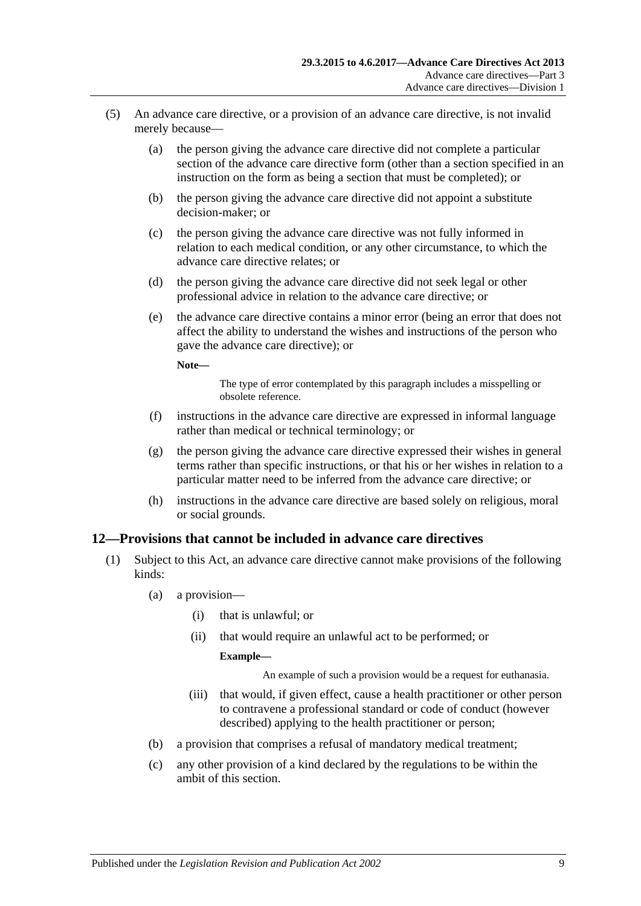(5) An advance care directive, or a provision of an advance care directive, is not invalid merely because—

   (a) the person giving the advance care directive did not complete a particular section of the advance care directive form (other than a section specified in an instruction on the form as being a section that must be completed); or

   (b) the person giving the advance care directive did not appoint a substitute decision-maker; or

   (c) the person giving the advance care directive was not fully informed in relation to each medical condition, or any other circumstance, to which the advance care directive relates; or

   (d) the person giving the advance care directive did not seek legal or other professional advice in relation to the advance care directive; or

   (e) the advance care directive contains a minor error (being an error that does not affect the ability to understand the wishes and instructions of the person who gave the advance care directive); or

   **Note—**

   The type of error contemplated by this paragraph includes a misspelling or obsolete reference.

   (f) instructions in the advance care directive are expressed in informal language rather than medical or technical terminology; or

   (g) the person giving the advance care directive expressed their wishes in general terms rather than specific instructions, or that his or her wishes in relation to a particular matter need to be inferred from the advance care directive; or

   (h) instructions in the advance care directive are based solely on religious, moral or social grounds.

## 12—Provisions that cannot be included in advance care directives

(1) Subject to this Act, an advance care directive cannot make provisions of the following kinds:

   (a) a provision—

      (i) that is unlawful; or

      (ii) that would require an unlawful act to be performed; or

      **Example—**

      An example of such a provision would be a request for euthanasia.

      (iii) that would, if given effect, cause a health practitioner or other person to contravene a professional standard or code of conduct (however described) applying to the health practitioner or person;

   (b) a provision that comprises a refusal of mandatory medical treatment;

   (c) any other provision of a kind declared by the regulations to be within the ambit of this section.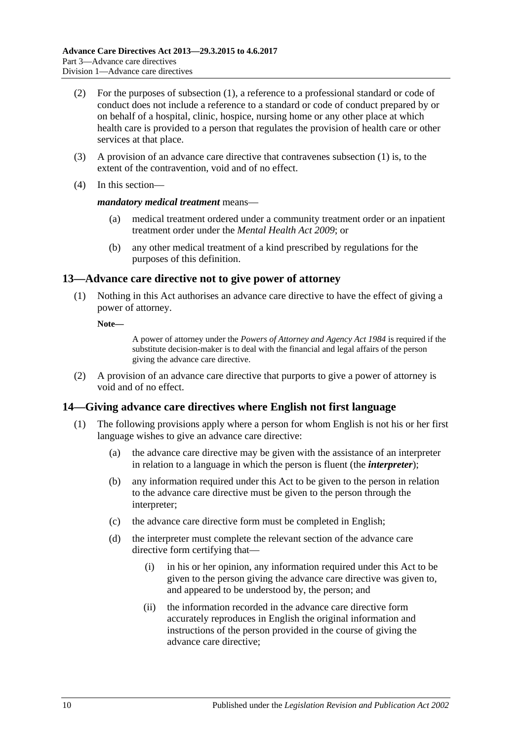(2) For the purposes of subsection (1), a reference to a professional standard or code of conduct does not include a reference to a standard or code of conduct prepared by or on behalf of a hospital, clinic, hospice, nursing home or any other place at which health care is provided to a person that regulates the provision of health care or other services at that place.

(3) A provision of an advance care directive that contravenes subsection (1) is, to the extent of the contravention, void and of no effect.

(4) In this section—

***mandatory medical treatment*** means—

(a) medical treatment ordered under a community treatment order or an inpatient treatment order under the *Mental Health Act 2009*; or

(b) any other medical treatment of a kind prescribed by regulations for the purposes of this definition.

## 13—Advance care directive not to give power of attorney

(1) Nothing in this Act authorises an advance care directive to have the effect of giving a power of attorney.

**Note—**

A power of attorney under the *Powers of Attorney and Agency Act 1984* is required if the substitute decision-maker is to deal with the financial and legal affairs of the person giving the advance care directive.

(2) A provision of an advance care directive that purports to give a power of attorney is void and of no effect.

## 14—Giving advance care directives where English not first language

(1) The following provisions apply where a person for whom English is not his or her first language wishes to give an advance care directive:

(a) the advance care directive may be given with the assistance of an interpreter in relation to a language in which the person is fluent (the ***interpreter***);

(b) any information required under this Act to be given to the person in relation to the advance care directive must be given to the person through the interpreter;

(c) the advance care directive form must be completed in English;

(d) the interpreter must complete the relevant section of the advance care directive form certifying that—

(i) in his or her opinion, any information required under this Act to be given to the person giving the advance care directive was given to, and appeared to be understood by, the person; and

(ii) the information recorded in the advance care directive form accurately reproduces in English the original information and instructions of the person provided in the course of giving the advance care directive;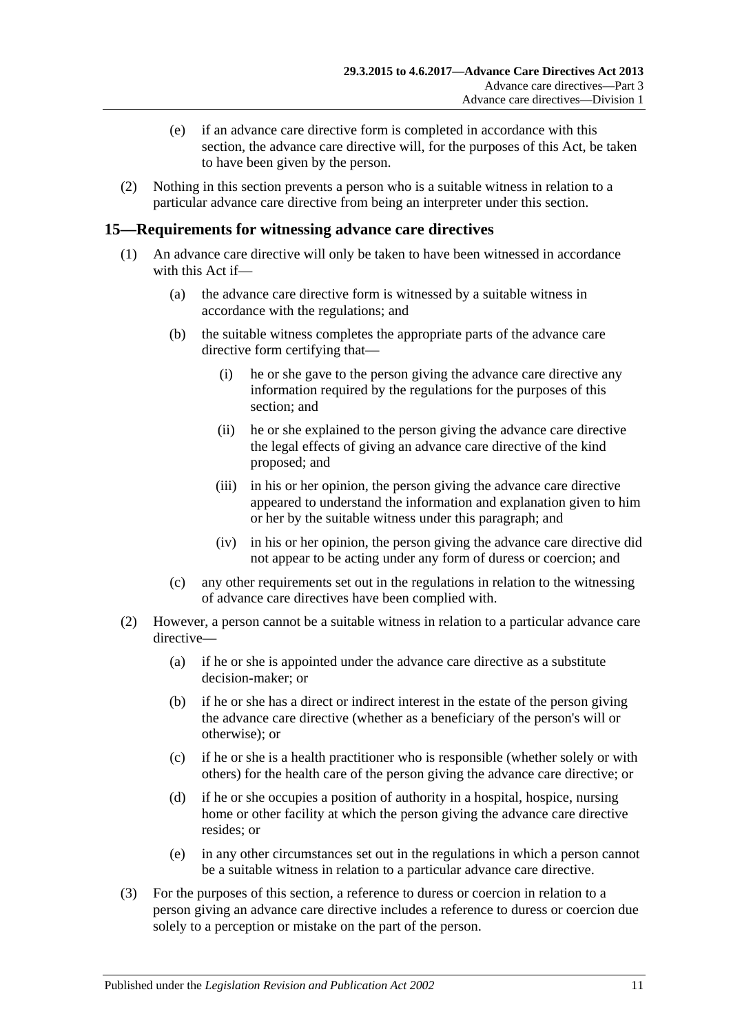(e) if an advance care directive form is completed in accordance with this section, the advance care directive will, for the purposes of this Act, be taken to have been given by the person.

(2) Nothing in this section prevents a person who is a suitable witness in relation to a particular advance care directive from being an interpreter under this section.

## 15—Requirements for witnessing advance care directives

(1) An advance care directive will only be taken to have been witnessed in accordance with this Act if—

(a) the advance care directive form is witnessed by a suitable witness in accordance with the regulations; and

(b) the suitable witness completes the appropriate parts of the advance care directive form certifying that—

(i) he or she gave to the person giving the advance care directive any information required by the regulations for the purposes of this section; and

(ii) he or she explained to the person giving the advance care directive the legal effects of giving an advance care directive of the kind proposed; and

(iii) in his or her opinion, the person giving the advance care directive appeared to understand the information and explanation given to him or her by the suitable witness under this paragraph; and

(iv) in his or her opinion, the person giving the advance care directive did not appear to be acting under any form of duress or coercion; and

(c) any other requirements set out in the regulations in relation to the witnessing of advance care directives have been complied with.

(2) However, a person cannot be a suitable witness in relation to a particular advance care directive—

(a) if he or she is appointed under the advance care directive as a substitute decision-maker; or

(b) if he or she has a direct or indirect interest in the estate of the person giving the advance care directive (whether as a beneficiary of the person's will or otherwise); or

(c) if he or she is a health practitioner who is responsible (whether solely or with others) for the health care of the person giving the advance care directive; or

(d) if he or she occupies a position of authority in a hospital, hospice, nursing home or other facility at which the person giving the advance care directive resides; or

(e) in any other circumstances set out in the regulations in which a person cannot be a suitable witness in relation to a particular advance care directive.

(3) For the purposes of this section, a reference to duress or coercion in relation to a person giving an advance care directive includes a reference to duress or coercion due solely to a perception or mistake on the part of the person.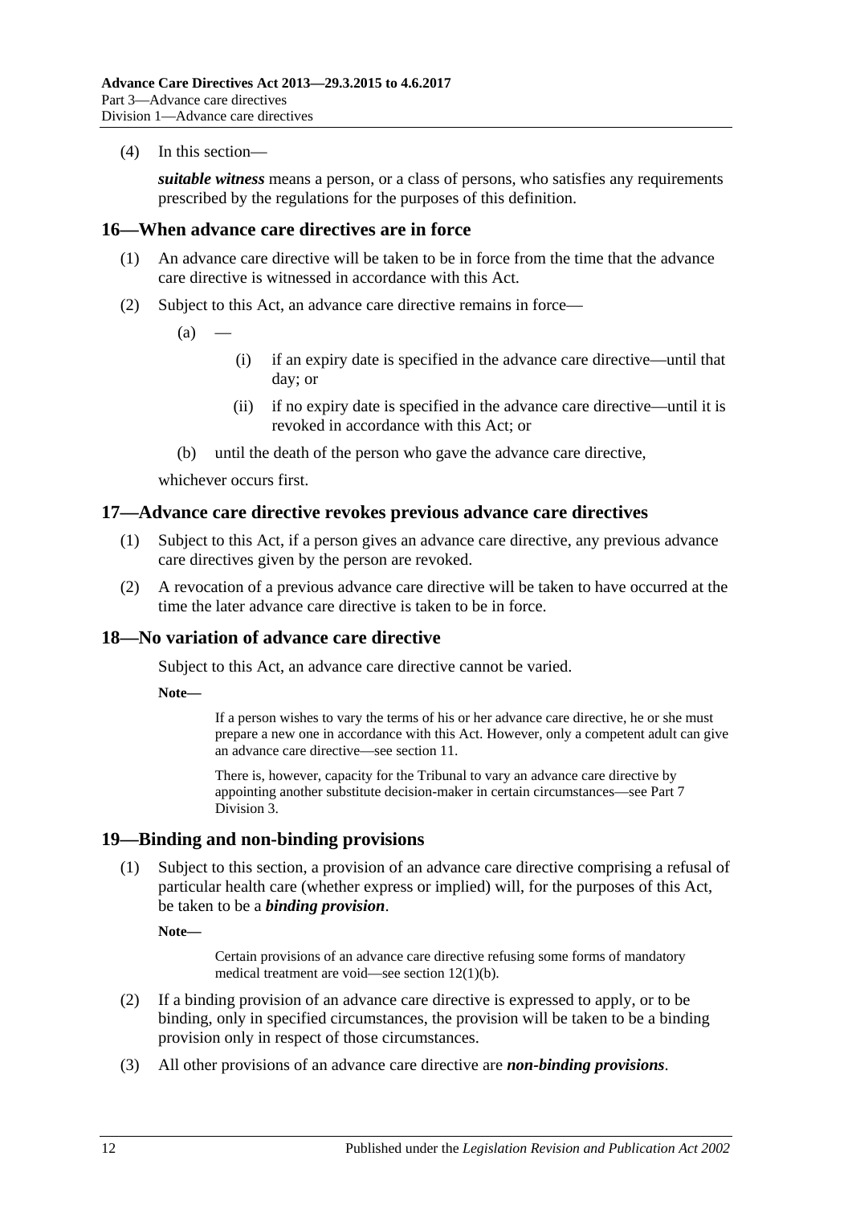(4) In this section—

***suitable witness*** means a person, or a class of persons, who satisfies any requirements prescribed by the regulations for the purposes of this definition.

## 16—When advance care directives are in force

(1) An advance care directive will be taken to be in force from the time that the advance care directive is witnessed in accordance with this Act.

(2) Subject to this Act, an advance care directive remains in force—

(a) —

(i) if an expiry date is specified in the advance care directive—until that day; or

(ii) if no expiry date is specified in the advance care directive—until it is revoked in accordance with this Act; or

(b) until the death of the person who gave the advance care directive,

whichever occurs first.

## 17—Advance care directive revokes previous advance care directives

(1) Subject to this Act, if a person gives an advance care directive, any previous advance care directives given by the person are revoked.

(2) A revocation of a previous advance care directive will be taken to have occurred at the time the later advance care directive is taken to be in force.

## 18—No variation of advance care directive

Subject to this Act, an advance care directive cannot be varied.

**Note—**

If a person wishes to vary the terms of his or her advance care directive, he or she must prepare a new one in accordance with this Act. However, only a competent adult can give an advance care directive—see section 11.

There is, however, capacity for the Tribunal to vary an advance care directive by appointing another substitute decision-maker in certain circumstances—see Part 7 Division 3.

## 19—Binding and non-binding provisions

(1) Subject to this section, a provision of an advance care directive comprising a refusal of particular health care (whether express or implied) will, for the purposes of this Act, be taken to be a ***binding provision***.

**Note—**

Certain provisions of an advance care directive refusing some forms of mandatory medical treatment are void—see section 12(1)(b).

(2) If a binding provision of an advance care directive is expressed to apply, or to be binding, only in specified circumstances, the provision will be taken to be a binding provision only in respect of those circumstances.

(3) All other provisions of an advance care directive are ***non-binding provisions***.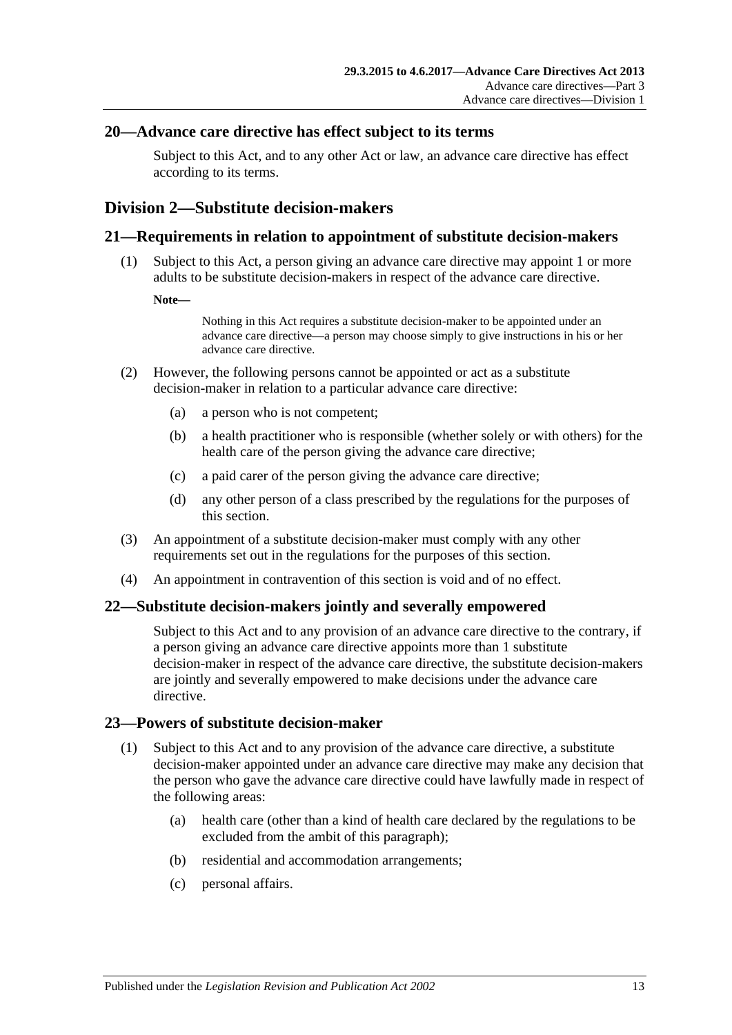## 20—Advance care directive has effect subject to its terms

Subject to this Act, and to any other Act or law, an advance care directive has effect according to its terms.

# Division 2—Substitute decision-makers

## 21—Requirements in relation to appointment of substitute decision-makers

(1) Subject to this Act, a person giving an advance care directive may appoint 1 or more adults to be substitute decision-makers in respect of the advance care directive.

**Note—**

Nothing in this Act requires a substitute decision-maker to be appointed under an advance care directive—a person may choose simply to give instructions in his or her advance care directive.

(2) However, the following persons cannot be appointed or act as a substitute decision-maker in relation to a particular advance care directive:

- (a) a person who is not competent;
- (b) a health practitioner who is responsible (whether solely or with others) for the health care of the person giving the advance care directive;
- (c) a paid carer of the person giving the advance care directive;
- (d) any other person of a class prescribed by the regulations for the purposes of this section.

(3) An appointment of a substitute decision-maker must comply with any other requirements set out in the regulations for the purposes of this section.

(4) An appointment in contravention of this section is void and of no effect.

## 22—Substitute decision-makers jointly and severally empowered

Subject to this Act and to any provision of an advance care directive to the contrary, if a person giving an advance care directive appoints more than 1 substitute decision-maker in respect of the advance care directive, the substitute decision-makers are jointly and severally empowered to make decisions under the advance care directive.

## 23—Powers of substitute decision-maker

(1) Subject to this Act and to any provision of the advance care directive, a substitute decision-maker appointed under an advance care directive may make any decision that the person who gave the advance care directive could have lawfully made in respect of the following areas:

- (a) health care (other than a kind of health care declared by the regulations to be excluded from the ambit of this paragraph);
- (b) residential and accommodation arrangements;
- (c) personal affairs.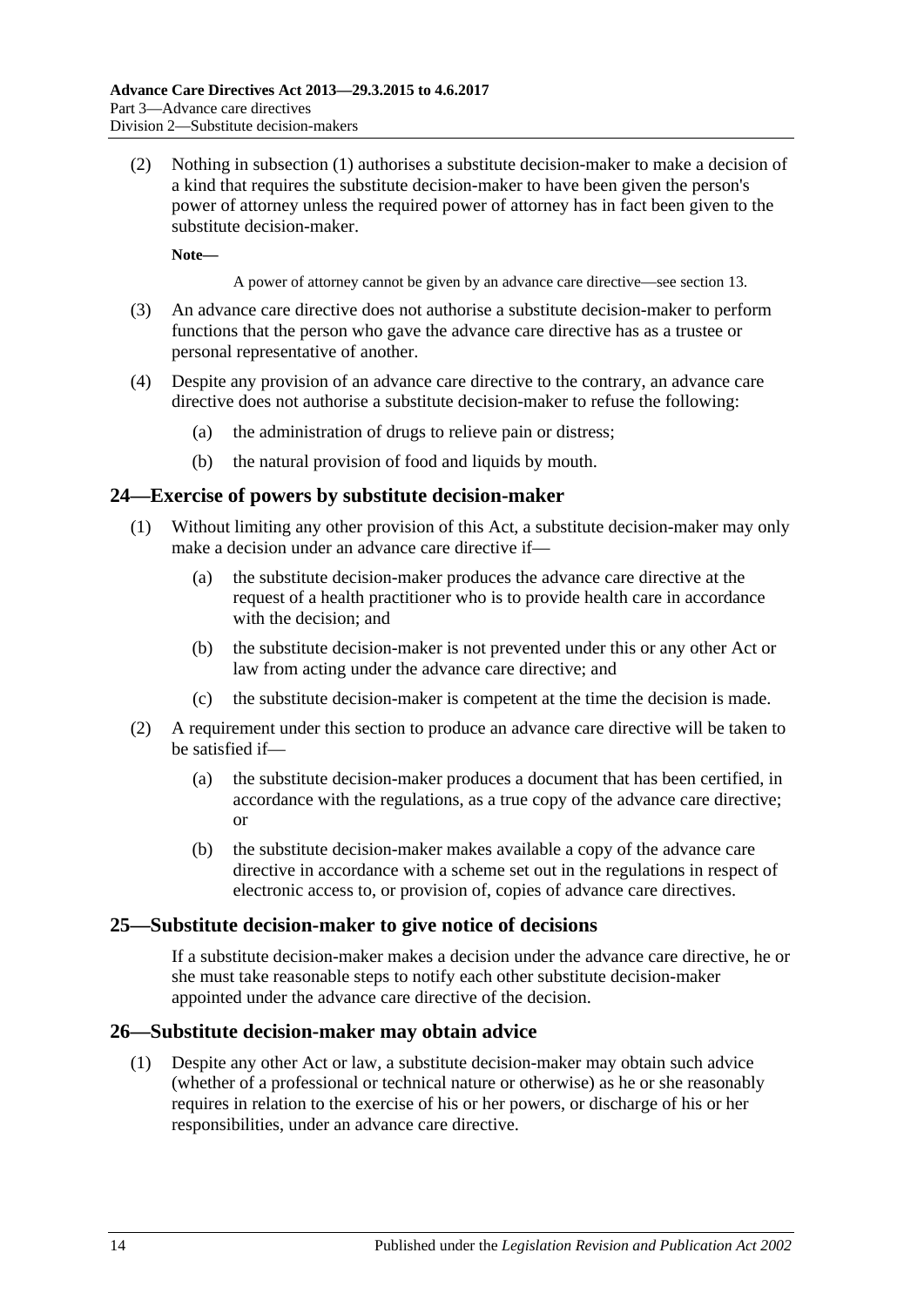(2) Nothing in subsection (1) authorises a substitute decision-maker to make a decision of a kind that requires the substitute decision-maker to have been given the person's power of attorney unless the required power of attorney has in fact been given to the substitute decision-maker.

**Note—**

A power of attorney cannot be given by an advance care directive—see section 13.

(3) An advance care directive does not authorise a substitute decision-maker to perform functions that the person who gave the advance care directive has as a trustee or personal representative of another.

(4) Despite any provision of an advance care directive to the contrary, an advance care directive does not authorise a substitute decision-maker to refuse the following:

(a) the administration of drugs to relieve pain or distress;

(b) the natural provision of food and liquids by mouth.

## 24—Exercise of powers by substitute decision-maker

(1) Without limiting any other provision of this Act, a substitute decision-maker may only make a decision under an advance care directive if—

(a) the substitute decision-maker produces the advance care directive at the request of a health practitioner who is to provide health care in accordance with the decision; and

(b) the substitute decision-maker is not prevented under this or any other Act or law from acting under the advance care directive; and

(c) the substitute decision-maker is competent at the time the decision is made.

(2) A requirement under this section to produce an advance care directive will be taken to be satisfied if—

(a) the substitute decision-maker produces a document that has been certified, in accordance with the regulations, as a true copy of the advance care directive; or

(b) the substitute decision-maker makes available a copy of the advance care directive in accordance with a scheme set out in the regulations in respect of electronic access to, or provision of, copies of advance care directives.

## 25—Substitute decision-maker to give notice of decisions

If a substitute decision-maker makes a decision under the advance care directive, he or she must take reasonable steps to notify each other substitute decision-maker appointed under the advance care directive of the decision.

## 26—Substitute decision-maker may obtain advice

(1) Despite any other Act or law, a substitute decision-maker may obtain such advice (whether of a professional or technical nature or otherwise) as he or she reasonably requires in relation to the exercise of his or her powers, or discharge of his or her responsibilities, under an advance care directive.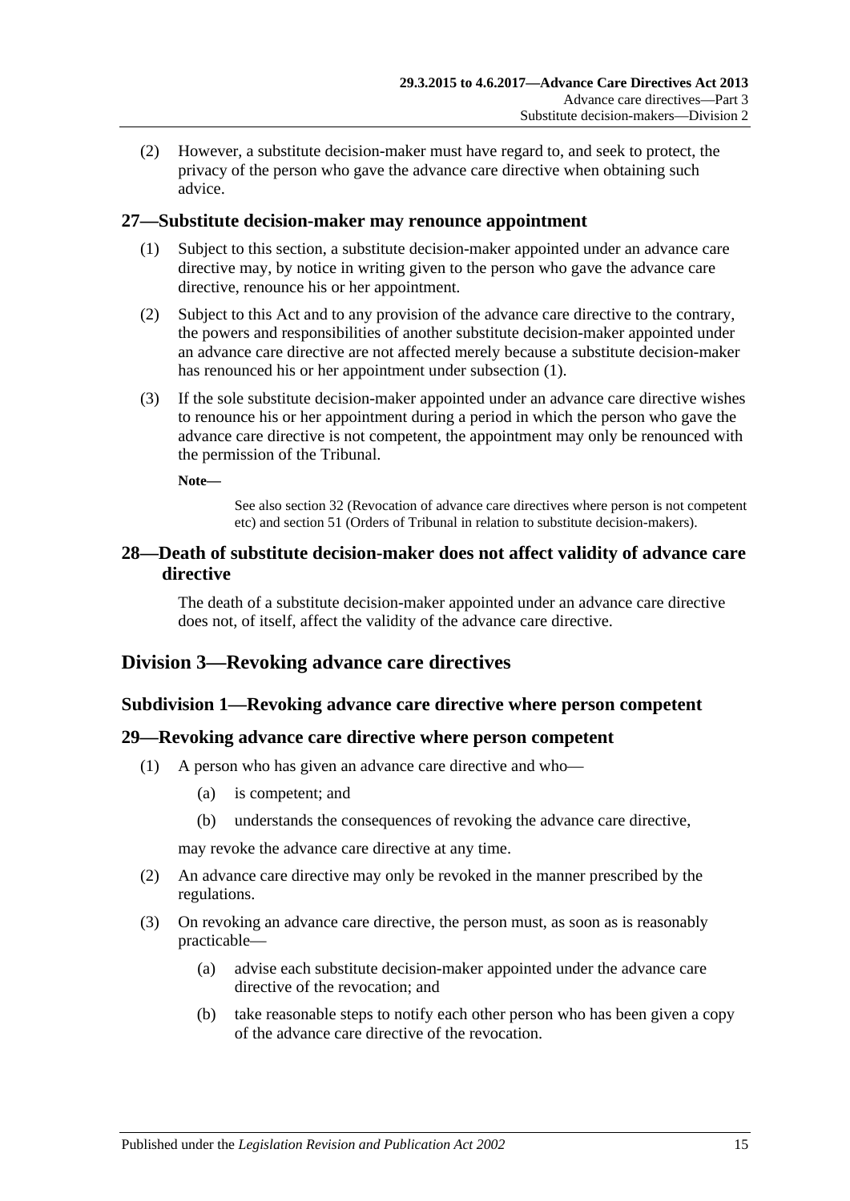(2) However, a substitute decision-maker must have regard to, and seek to protect, the privacy of the person who gave the advance care directive when obtaining such advice.

### 27—Substitute decision-maker may renounce appointment

(1) Subject to this section, a substitute decision-maker appointed under an advance care directive may, by notice in writing given to the person who gave the advance care directive, renounce his or her appointment.

(2) Subject to this Act and to any provision of the advance care directive to the contrary, the powers and responsibilities of another substitute decision-maker appointed under an advance care directive are not affected merely because a substitute decision-maker has renounced his or her appointment under subsection (1).

(3) If the sole substitute decision-maker appointed under an advance care directive wishes to renounce his or her appointment during a period in which the person who gave the advance care directive is not competent, the appointment may only be renounced with the permission of the Tribunal.

**Note—**

See also section 32 (Revocation of advance care directives where person is not competent etc) and section 51 (Orders of Tribunal in relation to substitute decision-makers).

### 28—Death of substitute decision-maker does not affect validity of advance care directive

The death of a substitute decision-maker appointed under an advance care directive does not, of itself, affect the validity of the advance care directive.

## Division 3—Revoking advance care directives

### Subdivision 1—Revoking advance care directive where person competent

### 29—Revoking advance care directive where person competent

(1) A person who has given an advance care directive and who—

(a) is competent; and

(b) understands the consequences of revoking the advance care directive,

may revoke the advance care directive at any time.

(2) An advance care directive may only be revoked in the manner prescribed by the regulations.

(3) On revoking an advance care directive, the person must, as soon as is reasonably practicable—

(a) advise each substitute decision-maker appointed under the advance care directive of the revocation; and

(b) take reasonable steps to notify each other person who has been given a copy of the advance care directive of the revocation.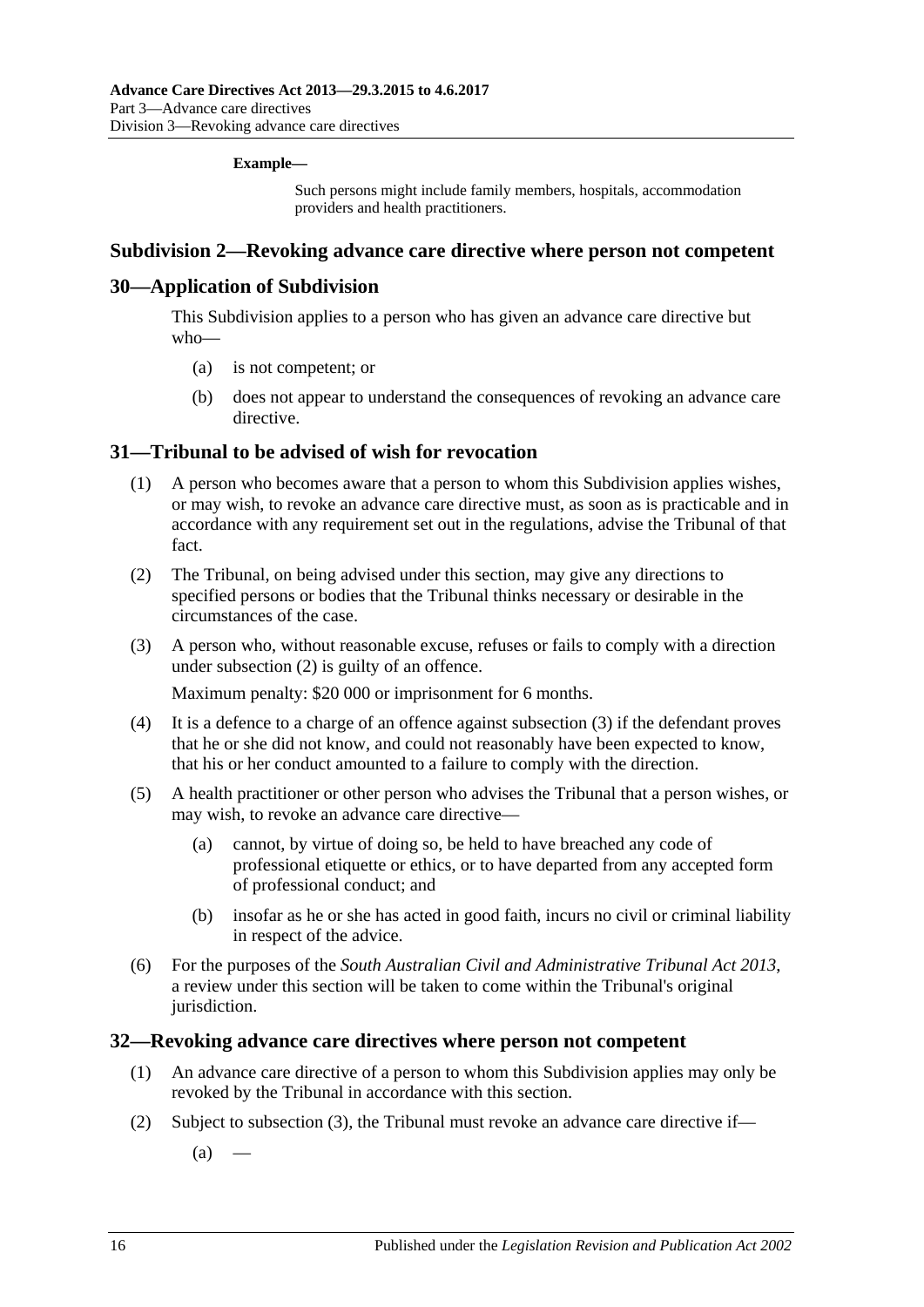**Example—**

Such persons might include family members, hospitals, accommodation providers and health practitioners.

### Subdivision 2—Revoking advance care directive where person not competent

## 30—Application of Subdivision

This Subdivision applies to a person who has given an advance care directive but who—

(a) is not competent; or

(b) does not appear to understand the consequences of revoking an advance care directive.

## 31—Tribunal to be advised of wish for revocation

(1) A person who becomes aware that a person to whom this Subdivision applies wishes, or may wish, to revoke an advance care directive must, as soon as is practicable and in accordance with any requirement set out in the regulations, advise the Tribunal of that fact.

(2) The Tribunal, on being advised under this section, may give any directions to specified persons or bodies that the Tribunal thinks necessary or desirable in the circumstances of the case.

(3) A person who, without reasonable excuse, refuses or fails to comply with a direction under subsection (2) is guilty of an offence.

Maximum penalty: $20 000 or imprisonment for 6 months.

(4) It is a defence to a charge of an offence against subsection (3) if the defendant proves that he or she did not know, and could not reasonably have been expected to know, that his or her conduct amounted to a failure to comply with the direction.

(5) A health practitioner or other person who advises the Tribunal that a person wishes, or may wish, to revoke an advance care directive—

(a) cannot, by virtue of doing so, be held to have breached any code of professional etiquette or ethics, or to have departed from any accepted form of professional conduct; and

(b) insofar as he or she has acted in good faith, incurs no civil or criminal liability in respect of the advice.

(6) For the purposes of the *South Australian Civil and Administrative Tribunal Act 2013*, a review under this section will be taken to come within the Tribunal's original jurisdiction.

## 32—Revoking advance care directives where person not competent

(1) An advance care directive of a person to whom this Subdivision applies may only be revoked by the Tribunal in accordance with this section.

(2) Subject to subsection (3), the Tribunal must revoke an advance care directive if—

(a) —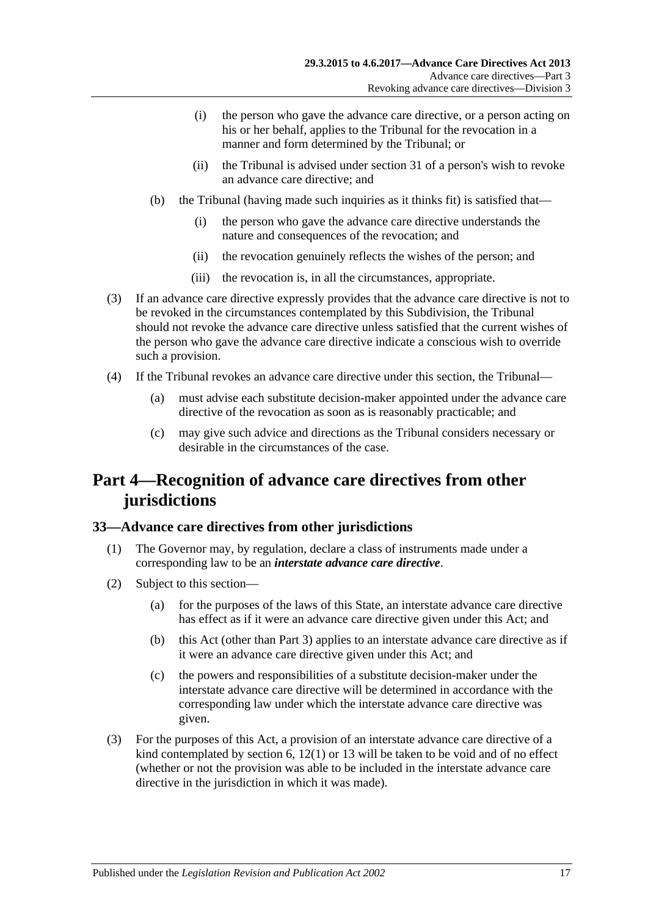(i) the person who gave the advance care directive, or a person acting on his or her behalf, applies to the Tribunal for the revocation in a manner and form determined by the Tribunal; or

(ii) the Tribunal is advised under section 31 of a person's wish to revoke an advance care directive; and

(b) the Tribunal (having made such inquiries as it thinks fit) is satisfied that—

(i) the person who gave the advance care directive understands the nature and consequences of the revocation; and

(ii) the revocation genuinely reflects the wishes of the person; and

(iii) the revocation is, in all the circumstances, appropriate.

(3) If an advance care directive expressly provides that the advance care directive is not to be revoked in the circumstances contemplated by this Subdivision, the Tribunal should not revoke the advance care directive unless satisfied that the current wishes of the person who gave the advance care directive indicate a conscious wish to override such a provision.

(4) If the Tribunal revokes an advance care directive under this section, the Tribunal—

(a) must advise each substitute decision-maker appointed under the advance care directive of the revocation as soon as is reasonably practicable; and

(c) may give such advice and directions as the Tribunal considers necessary or desirable in the circumstances of the case.

# Part 4—Recognition of advance care directives from other jurisdictions

## 33—Advance care directives from other jurisdictions

(1) The Governor may, by regulation, declare a class of instruments made under a corresponding law to be an ***interstate advance care directive***.

(2) Subject to this section—

(a) for the purposes of the laws of this State, an interstate advance care directive has effect as if it were an advance care directive given under this Act; and

(b) this Act (other than Part 3) applies to an interstate advance care directive as if it were an advance care directive given under this Act; and

(c) the powers and responsibilities of a substitute decision-maker under the interstate advance care directive will be determined in accordance with the corresponding law under which the interstate advance care directive was given.

(3) For the purposes of this Act, a provision of an interstate advance care directive of a kind contemplated by section 6, 12(1) or 13 will be taken to be void and of no effect (whether or not the provision was able to be included in the interstate advance care directive in the jurisdiction in which it was made).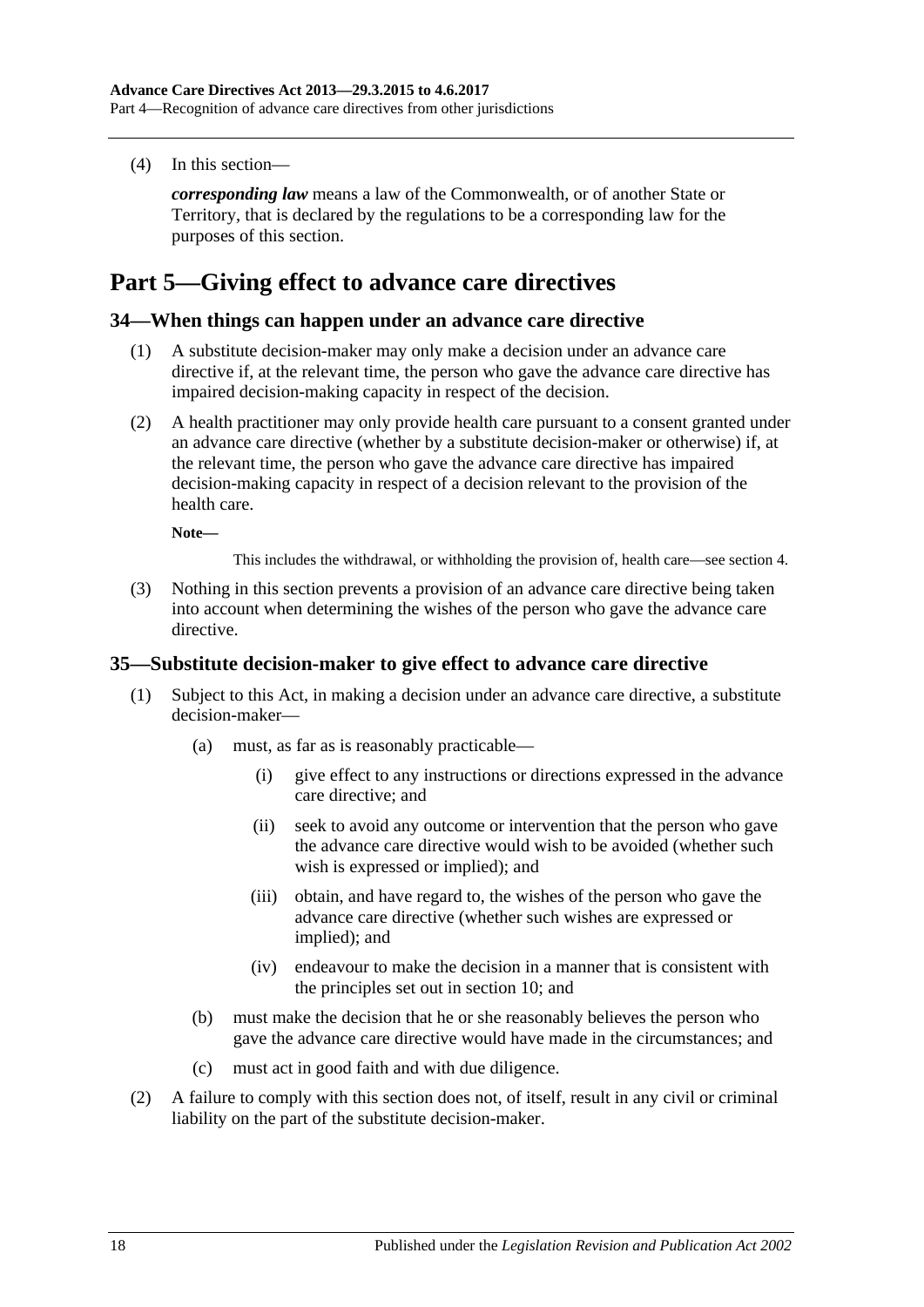(4) In this section—

***corresponding law*** means a law of the Commonwealth, or of another State or Territory, that is declared by the regulations to be a corresponding law for the purposes of this section.

# Part 5—Giving effect to advance care directives

## 34—When things can happen under an advance care directive

(1) A substitute decision-maker may only make a decision under an advance care directive if, at the relevant time, the person who gave the advance care directive has impaired decision-making capacity in respect of the decision.

(2) A health practitioner may only provide health care pursuant to a consent granted under an advance care directive (whether by a substitute decision-maker or otherwise) if, at the relevant time, the person who gave the advance care directive has impaired decision-making capacity in respect of a decision relevant to the provision of the health care.

**Note—**

This includes the withdrawal, or withholding the provision of, health care—see section 4.

(3) Nothing in this section prevents a provision of an advance care directive being taken into account when determining the wishes of the person who gave the advance care directive.

## 35—Substitute decision-maker to give effect to advance care directive

(1) Subject to this Act, in making a decision under an advance care directive, a substitute decision-maker—

(a) must, as far as is reasonably practicable—

(i) give effect to any instructions or directions expressed in the advance care directive; and

(ii) seek to avoid any outcome or intervention that the person who gave the advance care directive would wish to be avoided (whether such wish is expressed or implied); and

(iii) obtain, and have regard to, the wishes of the person who gave the advance care directive (whether such wishes are expressed or implied); and

(iv) endeavour to make the decision in a manner that is consistent with the principles set out in section 10; and

(b) must make the decision that he or she reasonably believes the person who gave the advance care directive would have made in the circumstances; and

(c) must act in good faith and with due diligence.

(2) A failure to comply with this section does not, of itself, result in any civil or criminal liability on the part of the substitute decision-maker.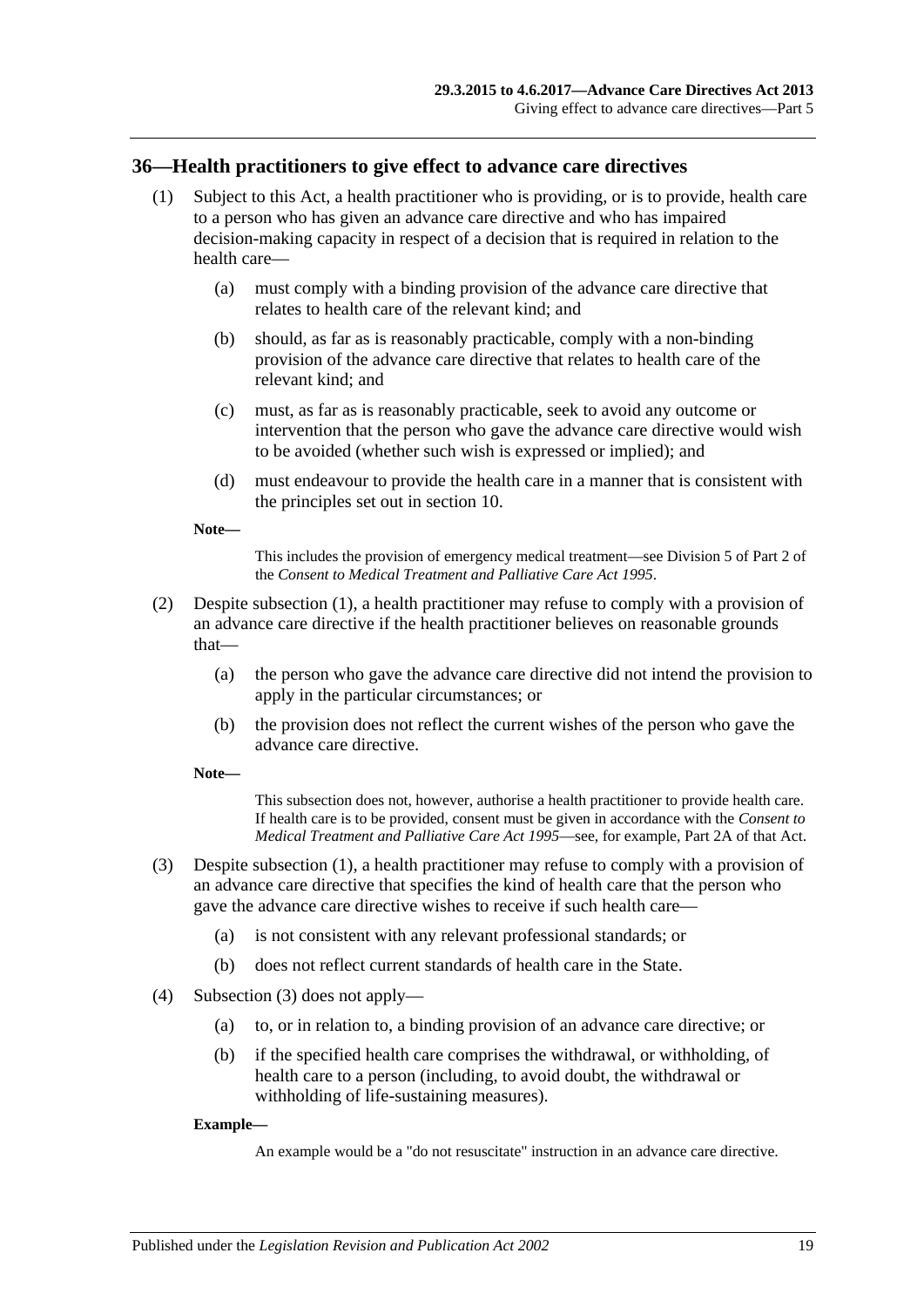## 36—Health practitioners to give effect to advance care directives

(1) Subject to this Act, a health practitioner who is providing, or is to provide, health care to a person who has given an advance care directive and who has impaired decision-making capacity in respect of a decision that is required in relation to the health care—

(a) must comply with a binding provision of the advance care directive that relates to health care of the relevant kind; and

(b) should, as far as is reasonably practicable, comply with a non-binding provision of the advance care directive that relates to health care of the relevant kind; and

(c) must, as far as is reasonably practicable, seek to avoid any outcome or intervention that the person who gave the advance care directive would wish to be avoided (whether such wish is expressed or implied); and

(d) must endeavour to provide the health care in a manner that is consistent with the principles set out in section 10.

**Note—**

This includes the provision of emergency medical treatment—see Division 5 of Part 2 of the *Consent to Medical Treatment and Palliative Care Act 1995*.

(2) Despite subsection (1), a health practitioner may refuse to comply with a provision of an advance care directive if the health practitioner believes on reasonable grounds that—

(a) the person who gave the advance care directive did not intend the provision to apply in the particular circumstances; or

(b) the provision does not reflect the current wishes of the person who gave the advance care directive.

**Note—**

This subsection does not, however, authorise a health practitioner to provide health care. If health care is to be provided, consent must be given in accordance with the *Consent to Medical Treatment and Palliative Care Act 1995*—see, for example, Part 2A of that Act.

(3) Despite subsection (1), a health practitioner may refuse to comply with a provision of an advance care directive that specifies the kind of health care that the person who gave the advance care directive wishes to receive if such health care—

(a) is not consistent with any relevant professional standards; or

(b) does not reflect current standards of health care in the State.

(4) Subsection (3) does not apply—

(a) to, or in relation to, a binding provision of an advance care directive; or

(b) if the specified health care comprises the withdrawal, or withholding, of health care to a person (including, to avoid doubt, the withdrawal or withholding of life-sustaining measures).

**Example—**

An example would be a "do not resuscitate" instruction in an advance care directive.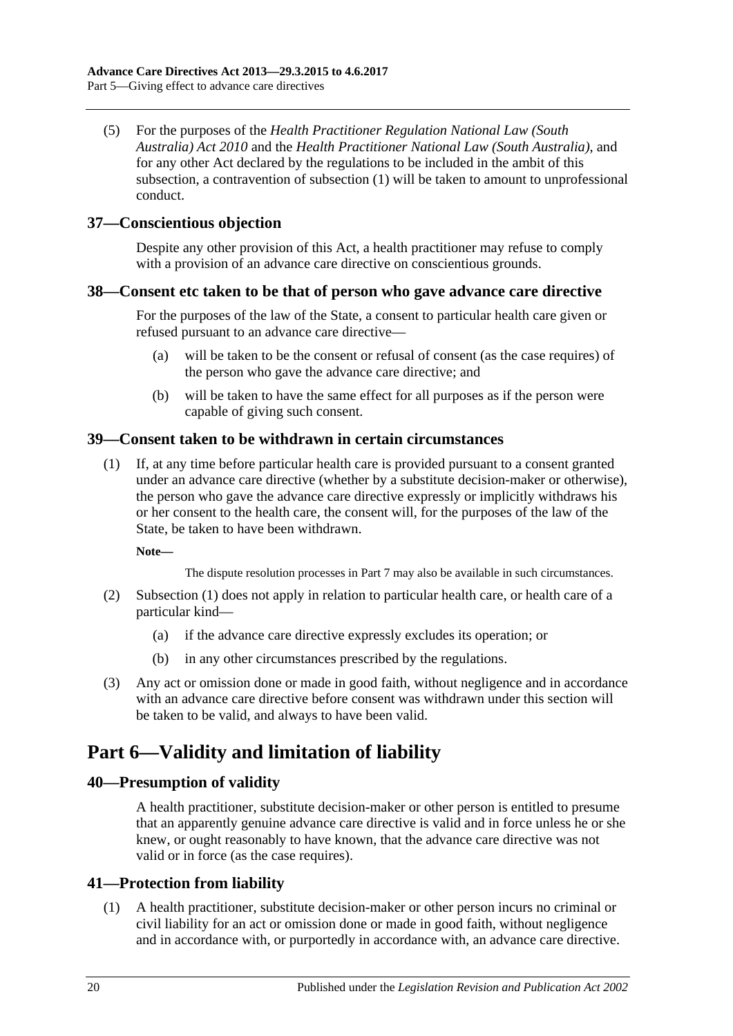(5) For the purposes of the *Health Practitioner Regulation National Law (South Australia) Act 2010* and the *Health Practitioner National Law (South Australia)*, and for any other Act declared by the regulations to be included in the ambit of this subsection, a contravention of subsection (1) will be taken to amount to unprofessional conduct.

### 37—Conscientious objection

Despite any other provision of this Act, a health practitioner may refuse to comply with a provision of an advance care directive on conscientious grounds.

### 38—Consent etc taken to be that of person who gave advance care directive

For the purposes of the law of the State, a consent to particular health care given or refused pursuant to an advance care directive—

(a) will be taken to be the consent or refusal of consent (as the case requires) of the person who gave the advance care directive; and

(b) will be taken to have the same effect for all purposes as if the person were capable of giving such consent.

### 39—Consent taken to be withdrawn in certain circumstances

(1) If, at any time before particular health care is provided pursuant to a consent granted under an advance care directive (whether by a substitute decision-maker or otherwise), the person who gave the advance care directive expressly or implicitly withdraws his or her consent to the health care, the consent will, for the purposes of the law of the State, be taken to have been withdrawn.

**Note—**

The dispute resolution processes in Part 7 may also be available in such circumstances.

(2) Subsection (1) does not apply in relation to particular health care, or health care of a particular kind—

(a) if the advance care directive expressly excludes its operation; or

(b) in any other circumstances prescribed by the regulations.

(3) Any act or omission done or made in good faith, without negligence and in accordance with an advance care directive before consent was withdrawn under this section will be taken to be valid, and always to have been valid.

## Part 6—Validity and limitation of liability

### 40—Presumption of validity

A health practitioner, substitute decision-maker or other person is entitled to presume that an apparently genuine advance care directive is valid and in force unless he or she knew, or ought reasonably to have known, that the advance care directive was not valid or in force (as the case requires).

### 41—Protection from liability

(1) A health practitioner, substitute decision-maker or other person incurs no criminal or civil liability for an act or omission done or made in good faith, without negligence and in accordance with, or purportedly in accordance with, an advance care directive.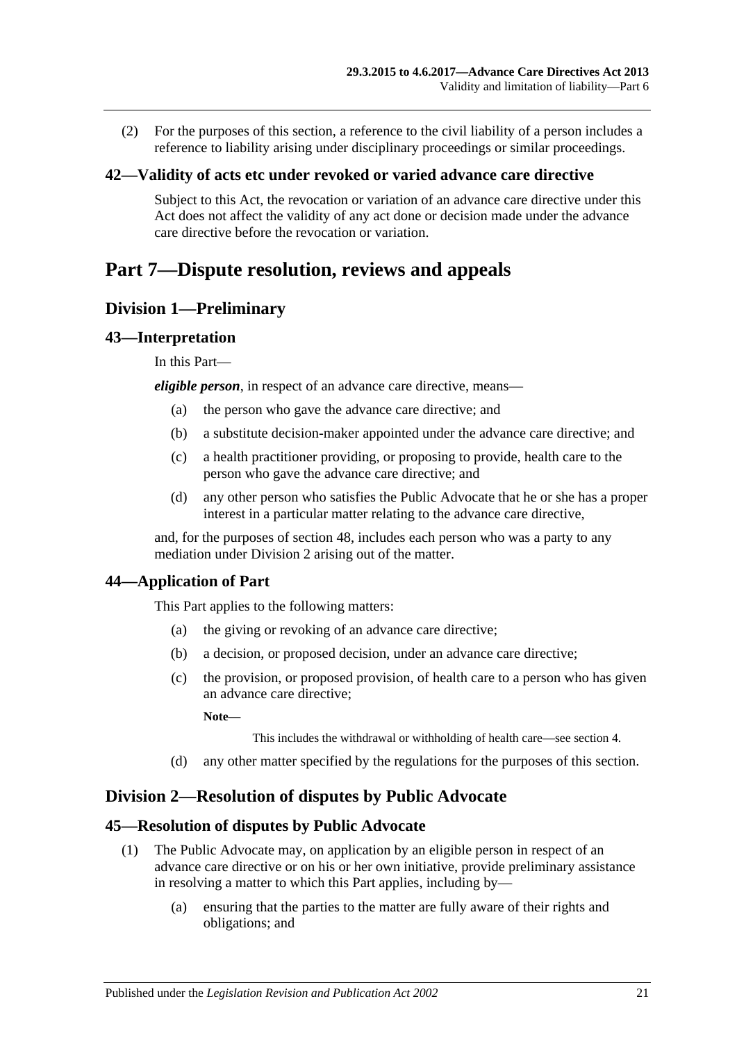(2) For the purposes of this section, a reference to the civil liability of a person includes a reference to liability arising under disciplinary proceedings or similar proceedings.

### 42—Validity of acts etc under revoked or varied advance care directive

Subject to this Act, the revocation or variation of an advance care directive under this Act does not affect the validity of any act done or decision made under the advance care directive before the revocation or variation.

# Part 7—Dispute resolution, reviews and appeals

## Division 1—Preliminary

### 43—Interpretation

In this Part—

***eligible person***, in respect of an advance care directive, means—

(a) the person who gave the advance care directive; and

(b) a substitute decision-maker appointed under the advance care directive; and

(c) a health practitioner providing, or proposing to provide, health care to the person who gave the advance care directive; and

(d) any other person who satisfies the Public Advocate that he or she has a proper interest in a particular matter relating to the advance care directive,

and, for the purposes of section 48, includes each person who was a party to any mediation under Division 2 arising out of the matter.

### 44—Application of Part

This Part applies to the following matters:

(a) the giving or revoking of an advance care directive;

(b) a decision, or proposed decision, under an advance care directive;

(c) the provision, or proposed provision, of health care to a person who has given an advance care directive;

**Note—**

This includes the withdrawal or withholding of health care—see section 4.

(d) any other matter specified by the regulations for the purposes of this section.

## Division 2—Resolution of disputes by Public Advocate

### 45—Resolution of disputes by Public Advocate

(1) The Public Advocate may, on application by an eligible person in respect of an advance care directive or on his or her own initiative, provide preliminary assistance in resolving a matter to which this Part applies, including by—

(a) ensuring that the parties to the matter are fully aware of their rights and obligations; and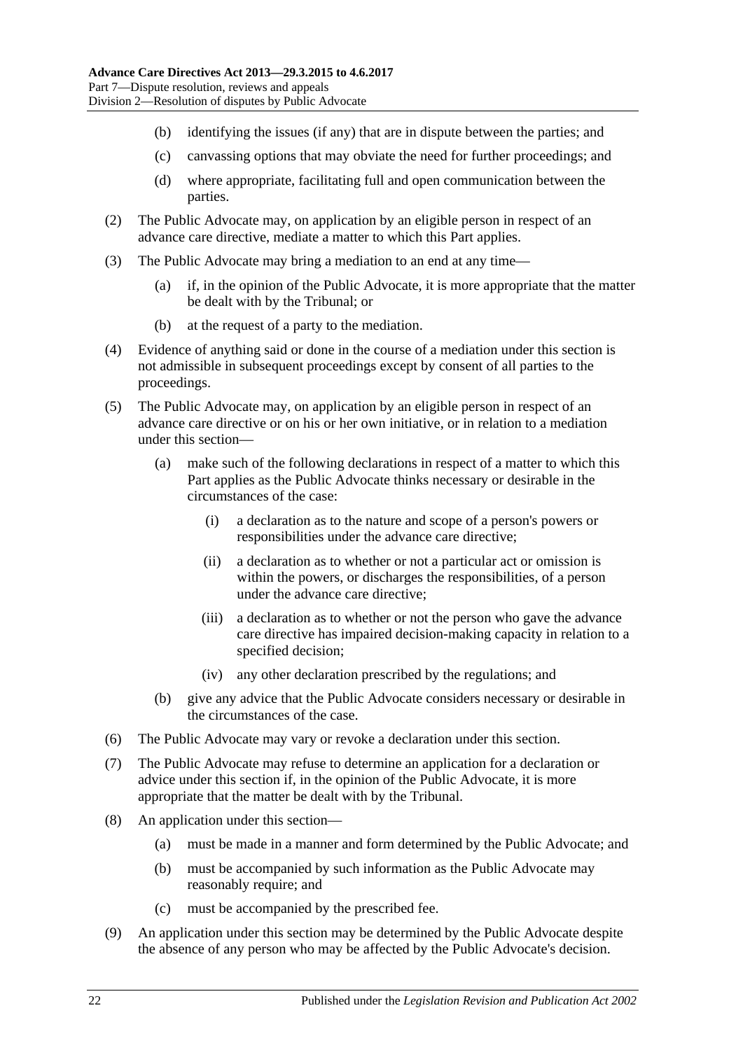(b) identifying the issues (if any) that are in dispute between the parties; and

(c) canvassing options that may obviate the need for further proceedings; and

(d) where appropriate, facilitating full and open communication between the parties.

(2) The Public Advocate may, on application by an eligible person in respect of an advance care directive, mediate a matter to which this Part applies.

(3) The Public Advocate may bring a mediation to an end at any time—

(a) if, in the opinion of the Public Advocate, it is more appropriate that the matter be dealt with by the Tribunal; or

(b) at the request of a party to the mediation.

(4) Evidence of anything said or done in the course of a mediation under this section is not admissible in subsequent proceedings except by consent of all parties to the proceedings.

(5) The Public Advocate may, on application by an eligible person in respect of an advance care directive or on his or her own initiative, or in relation to a mediation under this section—

(a) make such of the following declarations in respect of a matter to which this Part applies as the Public Advocate thinks necessary or desirable in the circumstances of the case:

(i) a declaration as to the nature and scope of a person's powers or responsibilities under the advance care directive;

(ii) a declaration as to whether or not a particular act or omission is within the powers, or discharges the responsibilities, of a person under the advance care directive;

(iii) a declaration as to whether or not the person who gave the advance care directive has impaired decision-making capacity in relation to a specified decision;

(iv) any other declaration prescribed by the regulations; and

(b) give any advice that the Public Advocate considers necessary or desirable in the circumstances of the case.

(6) The Public Advocate may vary or revoke a declaration under this section.

(7) The Public Advocate may refuse to determine an application for a declaration or advice under this section if, in the opinion of the Public Advocate, it is more appropriate that the matter be dealt with by the Tribunal.

(8) An application under this section—

(a) must be made in a manner and form determined by the Public Advocate; and

(b) must be accompanied by such information as the Public Advocate may reasonably require; and

(c) must be accompanied by the prescribed fee.

(9) An application under this section may be determined by the Public Advocate despite the absence of any person who may be affected by the Public Advocate's decision.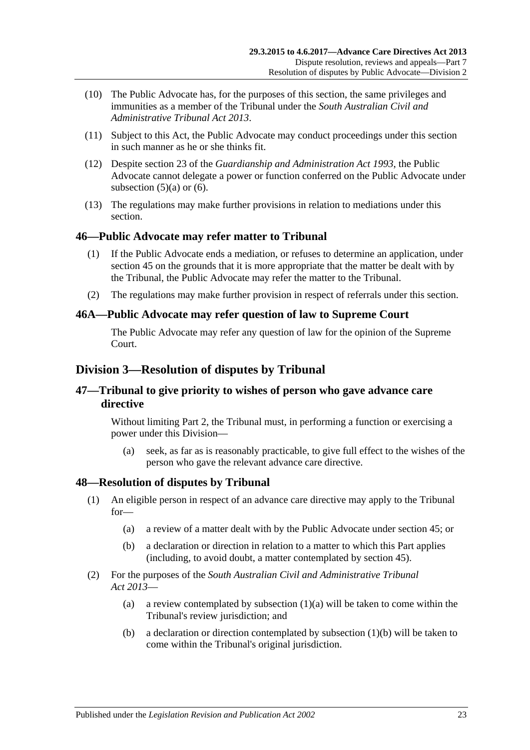(10) The Public Advocate has, for the purposes of this section, the same privileges and immunities as a member of the Tribunal under the *South Australian Civil and Administrative Tribunal Act 2013*.

(11) Subject to this Act, the Public Advocate may conduct proceedings under this section in such manner as he or she thinks fit.

(12) Despite section 23 of the *Guardianship and Administration Act 1993*, the Public Advocate cannot delegate a power or function conferred on the Public Advocate under subsection (5)(a) or (6).

(13) The regulations may make further provisions in relation to mediations under this section.

## 46—Public Advocate may refer matter to Tribunal

(1) If the Public Advocate ends a mediation, or refuses to determine an application, under section 45 on the grounds that it is more appropriate that the matter be dealt with by the Tribunal, the Public Advocate may refer the matter to the Tribunal.

(2) The regulations may make further provision in respect of referrals under this section.

## 46A—Public Advocate may refer question of law to Supreme Court

The Public Advocate may refer any question of law for the opinion of the Supreme Court.

# Division 3—Resolution of disputes by Tribunal

## 47—Tribunal to give priority to wishes of person who gave advance care directive

Without limiting Part 2, the Tribunal must, in performing a function or exercising a power under this Division—

(a) seek, as far as is reasonably practicable, to give full effect to the wishes of the person who gave the relevant advance care directive.

## 48—Resolution of disputes by Tribunal

(1) An eligible person in respect of an advance care directive may apply to the Tribunal for—

(a) a review of a matter dealt with by the Public Advocate under section 45; or

(b) a declaration or direction in relation to a matter to which this Part applies (including, to avoid doubt, a matter contemplated by section 45).

(2) For the purposes of the *South Australian Civil and Administrative Tribunal Act 2013*—

(a) a review contemplated by subsection (1)(a) will be taken to come within the Tribunal's review jurisdiction; and

(b) a declaration or direction contemplated by subsection (1)(b) will be taken to come within the Tribunal's original jurisdiction.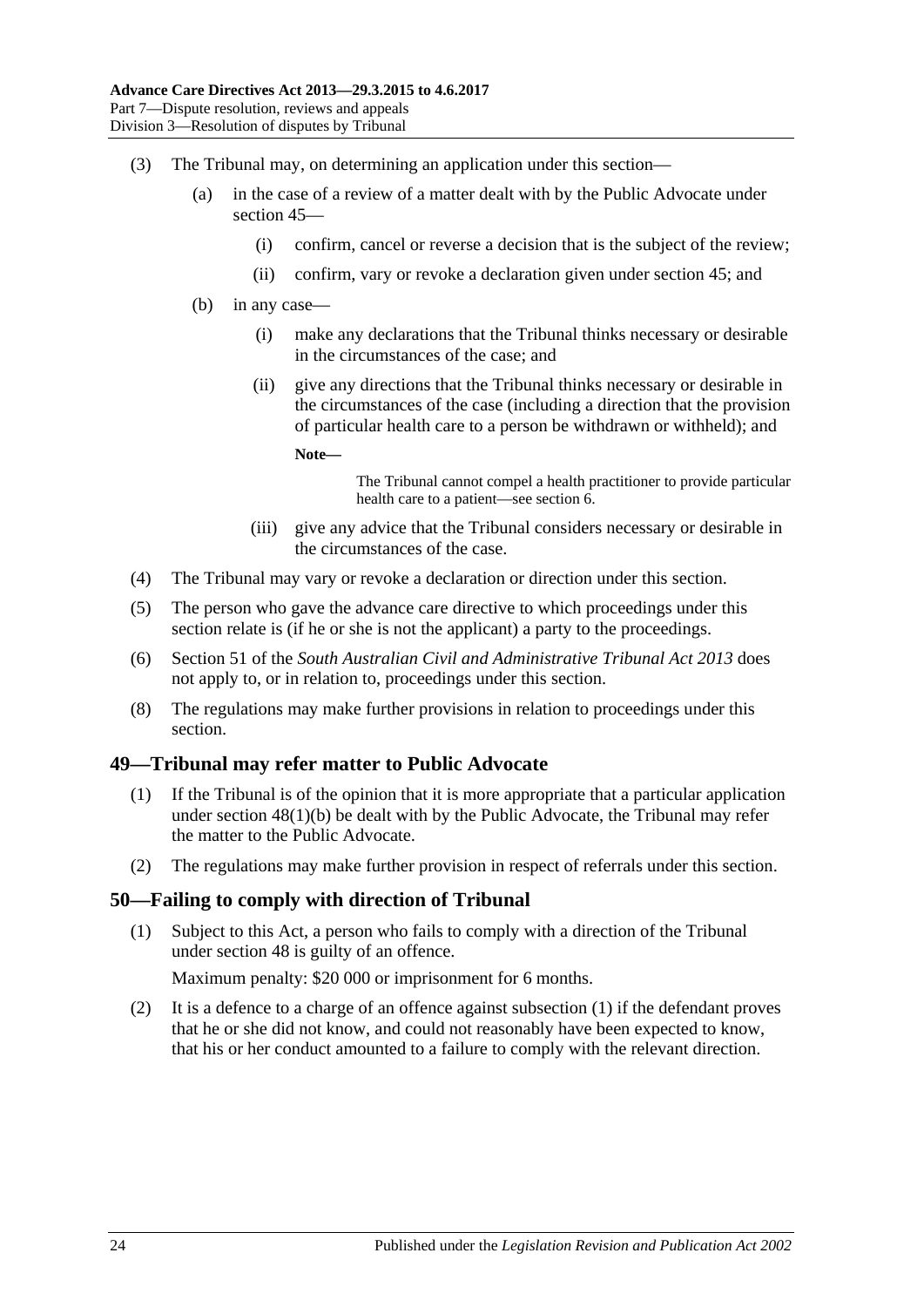(3) The Tribunal may, on determining an application under this section—

(a) in the case of a review of a matter dealt with by the Public Advocate under section 45—

(i) confirm, cancel or reverse a decision that is the subject of the review;

(ii) confirm, vary or revoke a declaration given under section 45; and

(b) in any case—

(i) make any declarations that the Tribunal thinks necessary or desirable in the circumstances of the case; and

(ii) give any directions that the Tribunal thinks necessary or desirable in the circumstances of the case (including a direction that the provision of particular health care to a person be withdrawn or withheld); and

**Note—**

The Tribunal cannot compel a health practitioner to provide particular health care to a patient—see section 6.

(iii) give any advice that the Tribunal considers necessary or desirable in the circumstances of the case.

(4) The Tribunal may vary or revoke a declaration or direction under this section.

(5) The person who gave the advance care directive to which proceedings under this section relate is (if he or she is not the applicant) a party to the proceedings.

(6) Section 51 of the *South Australian Civil and Administrative Tribunal Act 2013* does not apply to, or in relation to, proceedings under this section.

(8) The regulations may make further provisions in relation to proceedings under this section.

## 49—Tribunal may refer matter to Public Advocate

(1) If the Tribunal is of the opinion that it is more appropriate that a particular application under section 48(1)(b) be dealt with by the Public Advocate, the Tribunal may refer the matter to the Public Advocate.

(2) The regulations may make further provision in respect of referrals under this section.

## 50—Failing to comply with direction of Tribunal

(1) Subject to this Act, a person who fails to comply with a direction of the Tribunal under section 48 is guilty of an offence.

Maximum penalty: $20 000 or imprisonment for 6 months.

(2) It is a defence to a charge of an offence against subsection (1) if the defendant proves that he or she did not know, and could not reasonably have been expected to know, that his or her conduct amounted to a failure to comply with the relevant direction.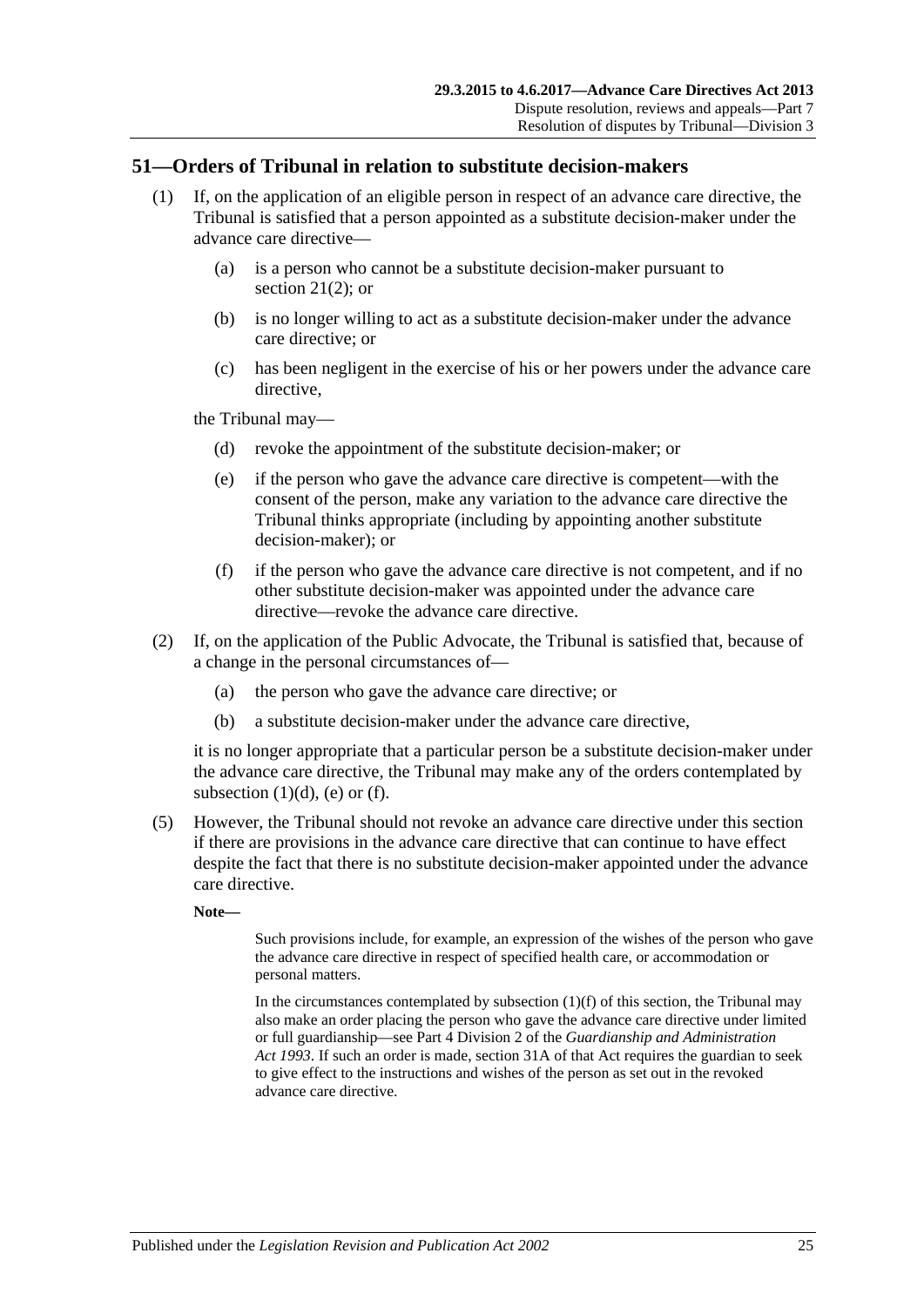## 51—Orders of Tribunal in relation to substitute decision-makers

(1) If, on the application of an eligible person in respect of an advance care directive, the Tribunal is satisfied that a person appointed as a substitute decision-maker under the advance care directive—

(a) is a person who cannot be a substitute decision-maker pursuant to section 21(2); or

(b) is no longer willing to act as a substitute decision-maker under the advance care directive; or

(c) has been negligent in the exercise of his or her powers under the advance care directive,

the Tribunal may—

(d) revoke the appointment of the substitute decision-maker; or

(e) if the person who gave the advance care directive is competent—with the consent of the person, make any variation to the advance care directive the Tribunal thinks appropriate (including by appointing another substitute decision-maker); or

(f) if the person who gave the advance care directive is not competent, and if no other substitute decision-maker was appointed under the advance care directive—revoke the advance care directive.

(2) If, on the application of the Public Advocate, the Tribunal is satisfied that, because of a change in the personal circumstances of—

(a) the person who gave the advance care directive; or

(b) a substitute decision-maker under the advance care directive,

it is no longer appropriate that a particular person be a substitute decision-maker under the advance care directive, the Tribunal may make any of the orders contemplated by subsection (1)(d), (e) or (f).

(5) However, the Tribunal should not revoke an advance care directive under this section if there are provisions in the advance care directive that can continue to have effect despite the fact that there is no substitute decision-maker appointed under the advance care directive.

**Note—**

Such provisions include, for example, an expression of the wishes of the person who gave the advance care directive in respect of specified health care, or accommodation or personal matters.

In the circumstances contemplated by subsection (1)(f) of this section, the Tribunal may also make an order placing the person who gave the advance care directive under limited or full guardianship—see Part 4 Division 2 of the *Guardianship and Administration Act 1993*. If such an order is made, section 31A of that Act requires the guardian to seek to give effect to the instructions and wishes of the person as set out in the revoked advance care directive.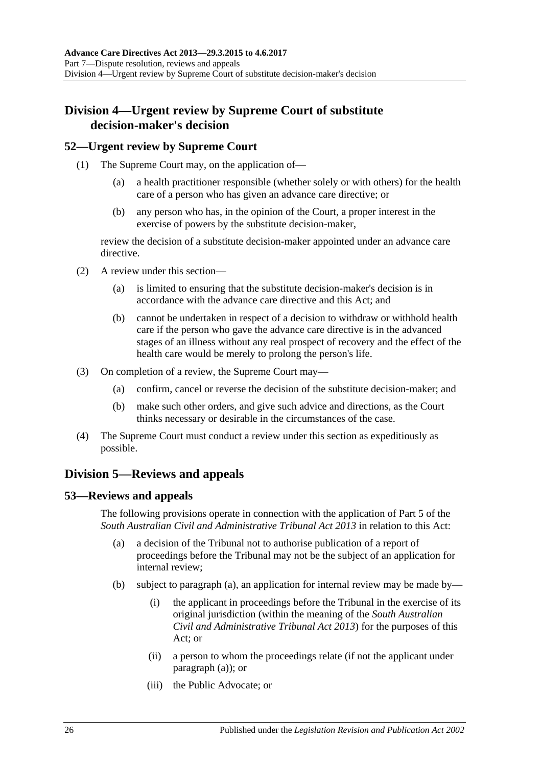## Division 4—Urgent review by Supreme Court of substitute decision-maker's decision

### 52—Urgent review by Supreme Court

(1) The Supreme Court may, on the application of—

(a) a health practitioner responsible (whether solely or with others) for the health care of a person who has given an advance care directive; or

(b) any person who has, in the opinion of the Court, a proper interest in the exercise of powers by the substitute decision-maker,

review the decision of a substitute decision-maker appointed under an advance care directive.

(2) A review under this section—

(a) is limited to ensuring that the substitute decision-maker's decision is in accordance with the advance care directive and this Act; and

(b) cannot be undertaken in respect of a decision to withdraw or withhold health care if the person who gave the advance care directive is in the advanced stages of an illness without any real prospect of recovery and the effect of the health care would be merely to prolong the person's life.

(3) On completion of a review, the Supreme Court may—

(a) confirm, cancel or reverse the decision of the substitute decision-maker; and

(b) make such other orders, and give such advice and directions, as the Court thinks necessary or desirable in the circumstances of the case.

(4) The Supreme Court must conduct a review under this section as expeditiously as possible.

## Division 5—Reviews and appeals

### 53—Reviews and appeals

The following provisions operate in connection with the application of Part 5 of the *South Australian Civil and Administrative Tribunal Act 2013* in relation to this Act:

(a) a decision of the Tribunal not to authorise publication of a report of proceedings before the Tribunal may not be the subject of an application for internal review;

(b) subject to paragraph (a), an application for internal review may be made by—

(i) the applicant in proceedings before the Tribunal in the exercise of its original jurisdiction (within the meaning of the *South Australian Civil and Administrative Tribunal Act 2013*) for the purposes of this Act; or

(ii) a person to whom the proceedings relate (if not the applicant under paragraph (a)); or

(iii) the Public Advocate; or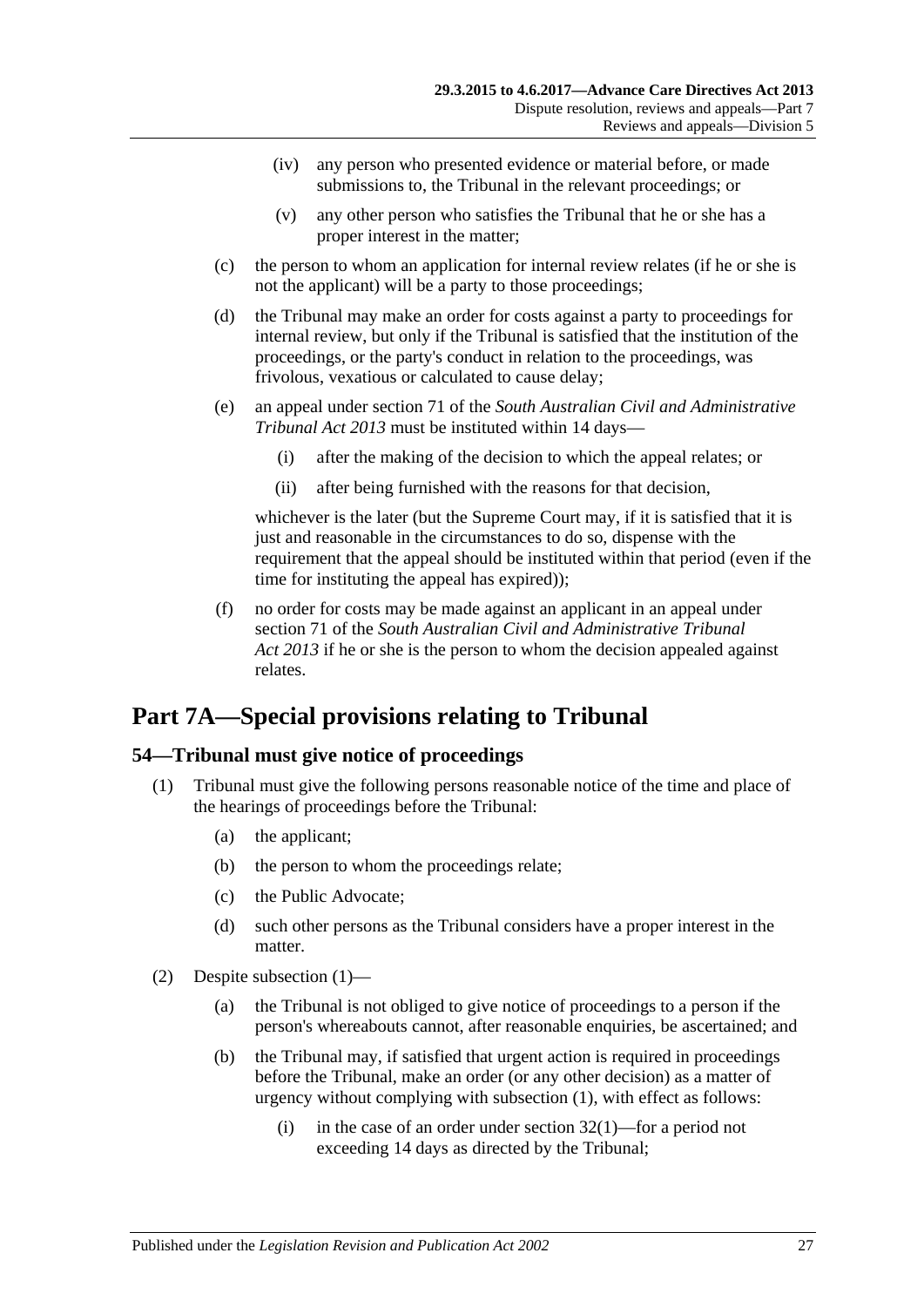(iv) any person who presented evidence or material before, or made submissions to, the Tribunal in the relevant proceedings; or

(v) any other person who satisfies the Tribunal that he or she has a proper interest in the matter;

(c) the person to whom an application for internal review relates (if he or she is not the applicant) will be a party to those proceedings;

(d) the Tribunal may make an order for costs against a party to proceedings for internal review, but only if the Tribunal is satisfied that the institution of the proceedings, or the party's conduct in relation to the proceedings, was frivolous, vexatious or calculated to cause delay;

(e) an appeal under section 71 of the *South Australian Civil and Administrative Tribunal Act 2013* must be instituted within 14 days—

(i) after the making of the decision to which the appeal relates; or

(ii) after being furnished with the reasons for that decision,

whichever is the later (but the Supreme Court may, if it is satisfied that it is just and reasonable in the circumstances to do so, dispense with the requirement that the appeal should be instituted within that period (even if the time for instituting the appeal has expired));

(f) no order for costs may be made against an applicant in an appeal under section 71 of the *South Australian Civil and Administrative Tribunal Act 2013* if he or she is the person to whom the decision appealed against relates.

# Part 7A—Special provisions relating to Tribunal

## 54—Tribunal must give notice of proceedings

(1) Tribunal must give the following persons reasonable notice of the time and place of the hearings of proceedings before the Tribunal:

(a) the applicant;

(b) the person to whom the proceedings relate;

(c) the Public Advocate;

(d) such other persons as the Tribunal considers have a proper interest in the matter.

(2) Despite subsection (1)—

(a) the Tribunal is not obliged to give notice of proceedings to a person if the person's whereabouts cannot, after reasonable enquiries, be ascertained; and

(b) the Tribunal may, if satisfied that urgent action is required in proceedings before the Tribunal, make an order (or any other decision) as a matter of urgency without complying with subsection (1), with effect as follows:

(i) in the case of an order under section 32(1)—for a period not exceeding 14 days as directed by the Tribunal;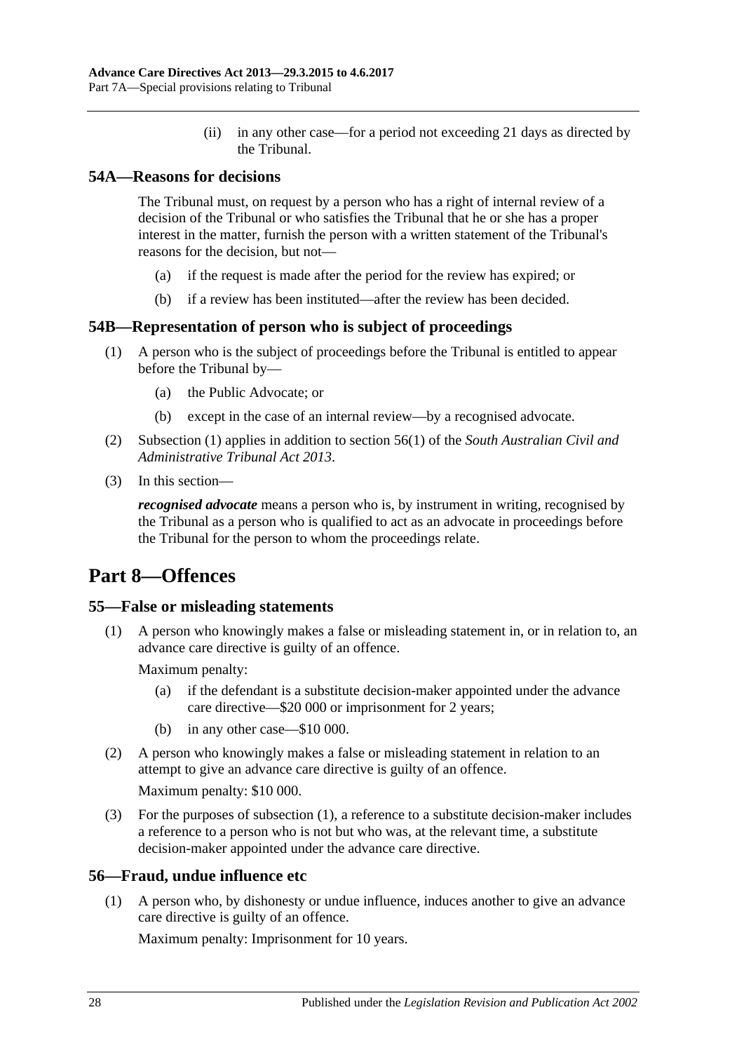(ii) in any other case—for a period not exceeding 21 days as directed by the Tribunal.

### 54A—Reasons for decisions

The Tribunal must, on request by a person who has a right of internal review of a decision of the Tribunal or who satisfies the Tribunal that he or she has a proper interest in the matter, furnish the person with a written statement of the Tribunal's reasons for the decision, but not—

(a) if the request is made after the period for the review has expired; or

(b) if a review has been instituted—after the review has been decided.

### 54B—Representation of person who is subject of proceedings

(1) A person who is the subject of proceedings before the Tribunal is entitled to appear before the Tribunal by—

(a) the Public Advocate; or

(b) except in the case of an internal review—by a recognised advocate.

(2) Subsection (1) applies in addition to section 56(1) of the *South Australian Civil and Administrative Tribunal Act 2013*.

(3) In this section—

***recognised advocate*** means a person who is, by instrument in writing, recognised by the Tribunal as a person who is qualified to act as an advocate in proceedings before the Tribunal for the person to whom the proceedings relate.

## Part 8—Offences

### 55—False or misleading statements

(1) A person who knowingly makes a false or misleading statement in, or in relation to, an advance care directive is guilty of an offence.

Maximum penalty:

(a) if the defendant is a substitute decision-maker appointed under the advance care directive—$20 000 or imprisonment for 2 years;

(b) in any other case—$10 000.

(2) A person who knowingly makes a false or misleading statement in relation to an attempt to give an advance care directive is guilty of an offence.

Maximum penalty: $10 000.

(3) For the purposes of subsection (1), a reference to a substitute decision-maker includes a reference to a person who is not but who was, at the relevant time, a substitute decision-maker appointed under the advance care directive.

### 56—Fraud, undue influence etc

(1) A person who, by dishonesty or undue influence, induces another to give an advance care directive is guilty of an offence.

Maximum penalty: Imprisonment for 10 years.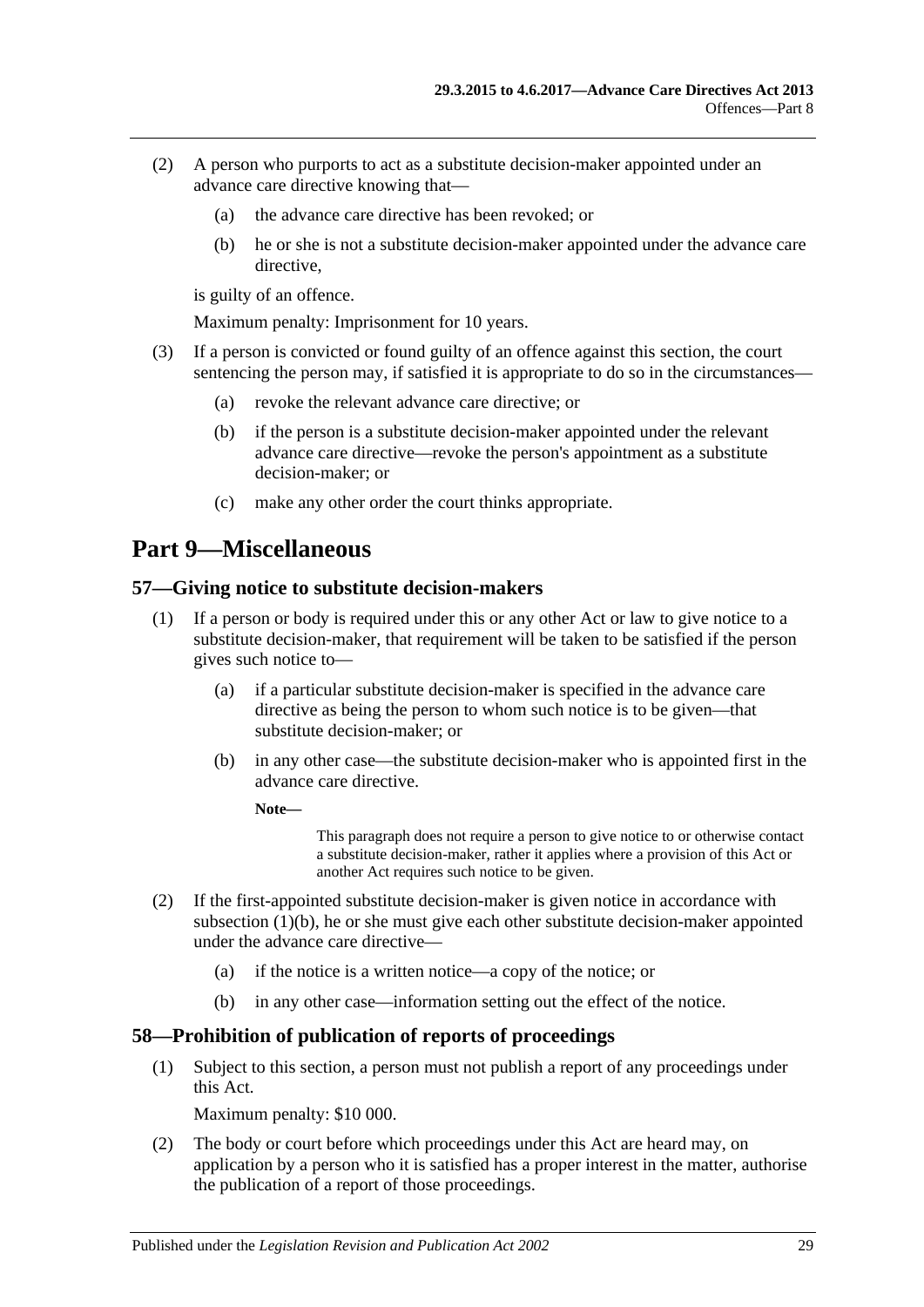(2) A person who purports to act as a substitute decision-maker appointed under an advance care directive knowing that—

(a) the advance care directive has been revoked; or

(b) he or she is not a substitute decision-maker appointed under the advance care directive,

is guilty of an offence.

Maximum penalty: Imprisonment for 10 years.

(3) If a person is convicted or found guilty of an offence against this section, the court sentencing the person may, if satisfied it is appropriate to do so in the circumstances—

(a) revoke the relevant advance care directive; or

(b) if the person is a substitute decision-maker appointed under the relevant advance care directive—revoke the person's appointment as a substitute decision-maker; or

(c) make any other order the court thinks appropriate.

# Part 9—Miscellaneous

## 57—Giving notice to substitute decision-makers

(1) If a person or body is required under this or any other Act or law to give notice to a substitute decision-maker, that requirement will be taken to be satisfied if the person gives such notice to—

(a) if a particular substitute decision-maker is specified in the advance care directive as being the person to whom such notice is to be given—that substitute decision-maker; or

(b) in any other case—the substitute decision-maker who is appointed first in the advance care directive.

**Note—**

This paragraph does not require a person to give notice to or otherwise contact a substitute decision-maker, rather it applies where a provision of this Act or another Act requires such notice to be given.

(2) If the first-appointed substitute decision-maker is given notice in accordance with subsection (1)(b), he or she must give each other substitute decision-maker appointed under the advance care directive—

(a) if the notice is a written notice—a copy of the notice; or

(b) in any other case—information setting out the effect of the notice.

## 58—Prohibition of publication of reports of proceedings

(1) Subject to this section, a person must not publish a report of any proceedings under this Act.

Maximum penalty: $10 000.

(2) The body or court before which proceedings under this Act are heard may, on application by a person who it is satisfied has a proper interest in the matter, authorise the publication of a report of those proceedings.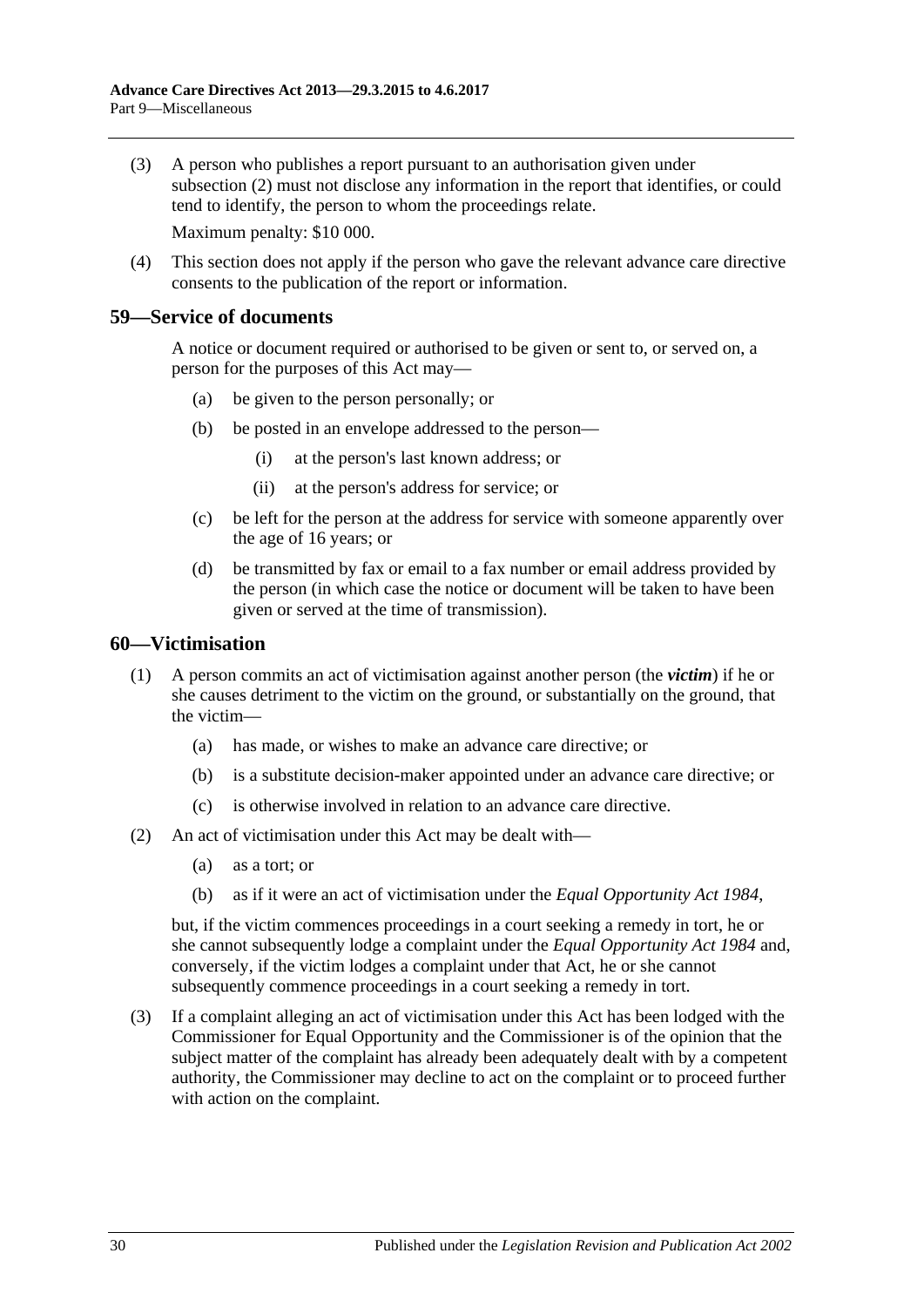(3) A person who publishes a report pursuant to an authorisation given under subsection (2) must not disclose any information in the report that identifies, or could tend to identify, the person to whom the proceedings relate.

Maximum penalty: $10 000.

(4) This section does not apply if the person who gave the relevant advance care directive consents to the publication of the report or information.

## 59—Service of documents

A notice or document required or authorised to be given or sent to, or served on, a person for the purposes of this Act may—

(a) be given to the person personally; or

(b) be posted in an envelope addressed to the person—

(i) at the person's last known address; or

(ii) at the person's address for service; or

(c) be left for the person at the address for service with someone apparently over the age of 16 years; or

(d) be transmitted by fax or email to a fax number or email address provided by the person (in which case the notice or document will be taken to have been given or served at the time of transmission).

## 60—Victimisation

(1) A person commits an act of victimisation against another person (the ***victim***) if he or she causes detriment to the victim on the ground, or substantially on the ground, that the victim—

(a) has made, or wishes to make an advance care directive; or

(b) is a substitute decision-maker appointed under an advance care directive; or

(c) is otherwise involved in relation to an advance care directive.

(2) An act of victimisation under this Act may be dealt with—

(a) as a tort; or

(b) as if it were an act of victimisation under the *Equal Opportunity Act 1984*,

but, if the victim commences proceedings in a court seeking a remedy in tort, he or she cannot subsequently lodge a complaint under the *Equal Opportunity Act 1984* and, conversely, if the victim lodges a complaint under that Act, he or she cannot subsequently commence proceedings in a court seeking a remedy in tort.

(3) If a complaint alleging an act of victimisation under this Act has been lodged with the Commissioner for Equal Opportunity and the Commissioner is of the opinion that the subject matter of the complaint has already been adequately dealt with by a competent authority, the Commissioner may decline to act on the complaint or to proceed further with action on the complaint.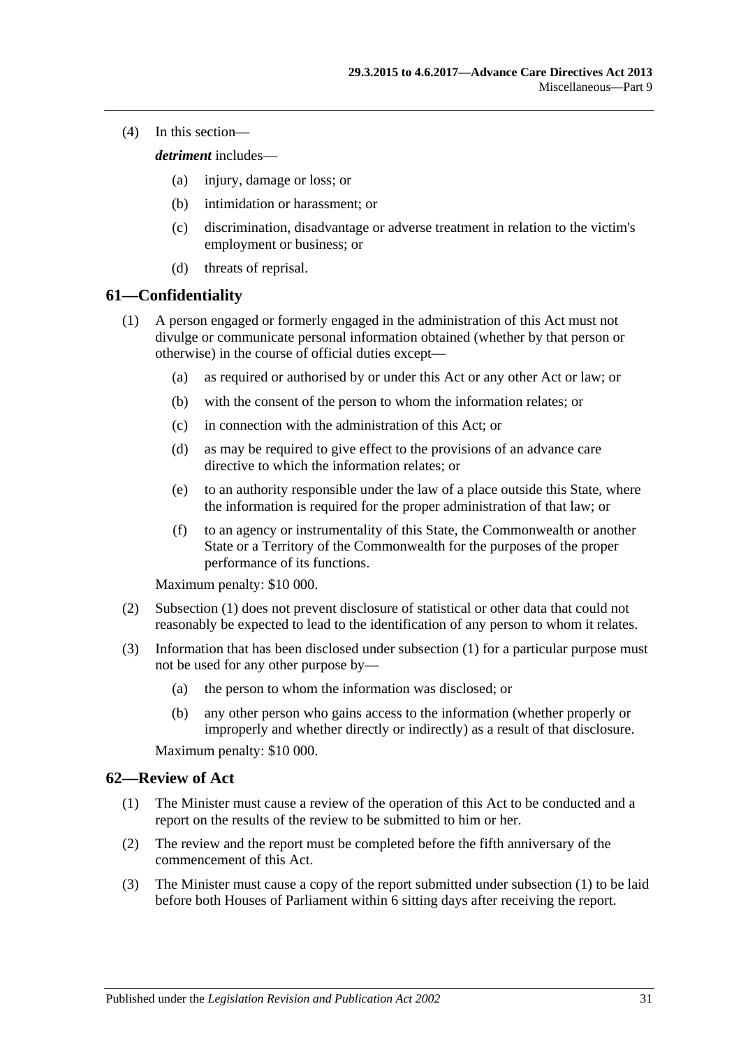(4) In this section—

***detriment*** includes—

(a) injury, damage or loss; or

(b) intimidation or harassment; or

(c) discrimination, disadvantage or adverse treatment in relation to the victim's employment or business; or

(d) threats of reprisal.

## 61—Confidentiality

(1) A person engaged or formerly engaged in the administration of this Act must not divulge or communicate personal information obtained (whether by that person or otherwise) in the course of official duties except—

(a) as required or authorised by or under this Act or any other Act or law; or

(b) with the consent of the person to whom the information relates; or

(c) in connection with the administration of this Act; or

(d) as may be required to give effect to the provisions of an advance care directive to which the information relates; or

(e) to an authority responsible under the law of a place outside this State, where the information is required for the proper administration of that law; or

(f) to an agency or instrumentality of this State, the Commonwealth or another State or a Territory of the Commonwealth for the purposes of the proper performance of its functions.

Maximum penalty: $10 000.

(2) Subsection (1) does not prevent disclosure of statistical or other data that could not reasonably be expected to lead to the identification of any person to whom it relates.

(3) Information that has been disclosed under subsection (1) for a particular purpose must not be used for any other purpose by—

(a) the person to whom the information was disclosed; or

(b) any other person who gains access to the information (whether properly or improperly and whether directly or indirectly) as a result of that disclosure.

Maximum penalty: $10 000.

## 62—Review of Act

(1) The Minister must cause a review of the operation of this Act to be conducted and a report on the results of the review to be submitted to him or her.

(2) The review and the report must be completed before the fifth anniversary of the commencement of this Act.

(3) The Minister must cause a copy of the report submitted under subsection (1) to be laid before both Houses of Parliament within 6 sitting days after receiving the report.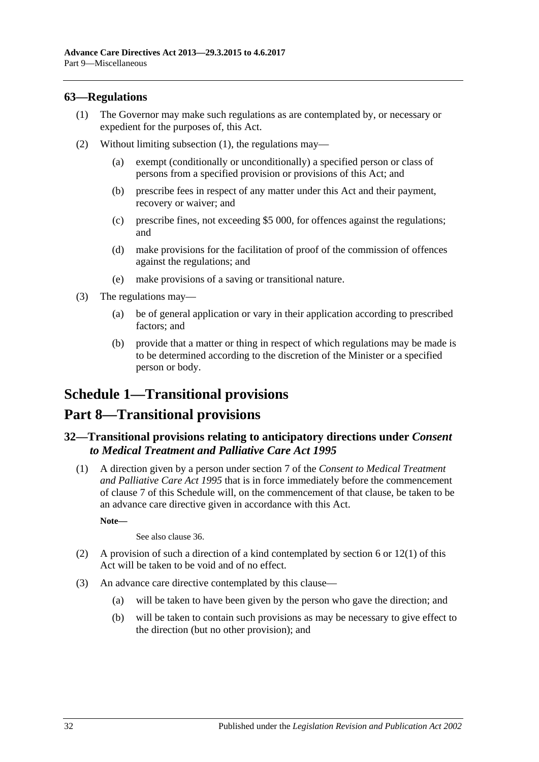### 63—Regulations

(1) The Governor may make such regulations as are contemplated by, or necessary or expedient for the purposes of, this Act.

(2) Without limiting subsection (1), the regulations may—

(a) exempt (conditionally or unconditionally) a specified person or class of persons from a specified provision or provisions of this Act; and

(b) prescribe fees in respect of any matter under this Act and their payment, recovery or waiver; and

(c) prescribe fines, not exceeding $5 000, for offences against the regulations; and

(d) make provisions for the facilitation of proof of the commission of offences against the regulations; and

(e) make provisions of a saving or transitional nature.

(3) The regulations may—

(a) be of general application or vary in their application according to prescribed factors; and

(b) provide that a matter or thing in respect of which regulations may be made is to be determined according to the discretion of the Minister or a specified person or body.

# Schedule 1—Transitional provisions

# Part 8—Transitional provisions

### 32—Transitional provisions relating to anticipatory directions under *Consent to Medical Treatment and Palliative Care Act 1995*

(1) A direction given by a person under section 7 of the *Consent to Medical Treatment and Palliative Care Act 1995* that is in force immediately before the commencement of clause 7 of this Schedule will, on the commencement of that clause, be taken to be an advance care directive given in accordance with this Act.

**Note—**

See also clause 36.

(2) A provision of such a direction of a kind contemplated by section 6 or 12(1) of this Act will be taken to be void and of no effect.

(3) An advance care directive contemplated by this clause—

(a) will be taken to have been given by the person who gave the direction; and

(b) will be taken to contain such provisions as may be necessary to give effect to the direction (but no other provision); and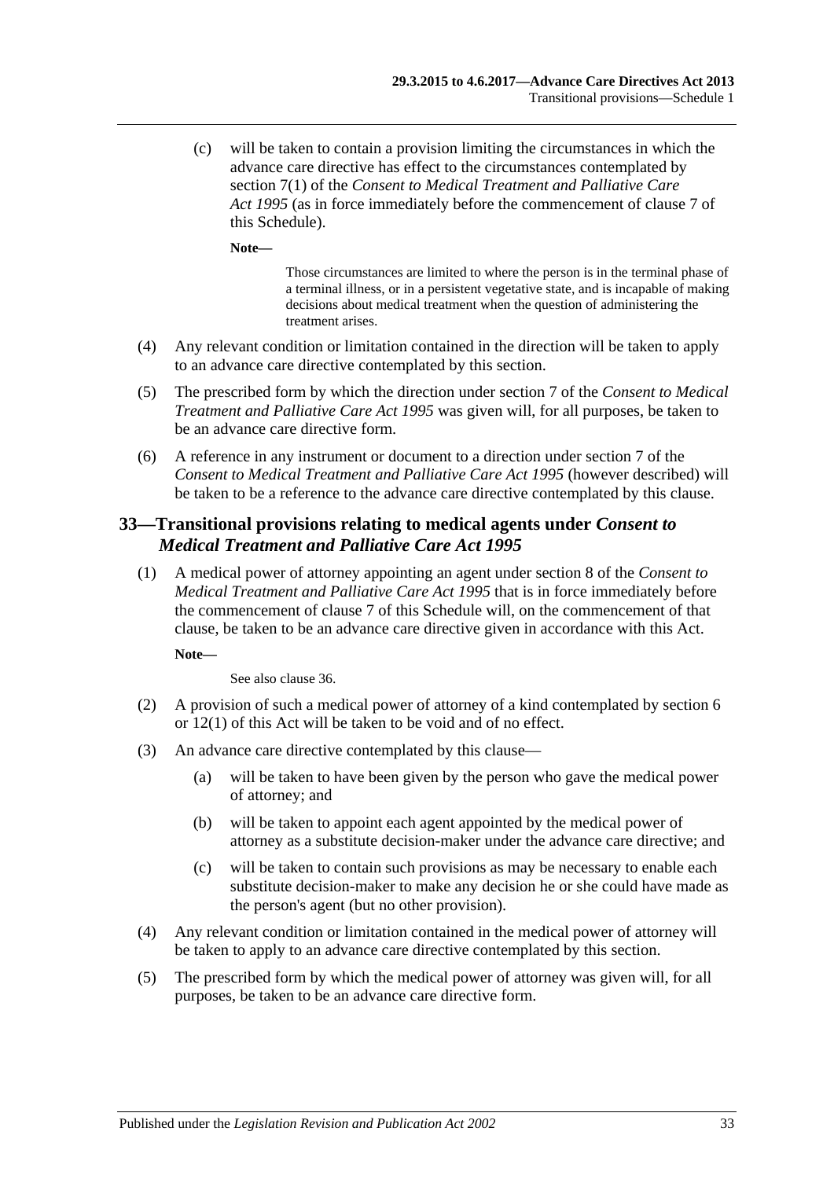(c) will be taken to contain a provision limiting the circumstances in which the advance care directive has effect to the circumstances contemplated by section 7(1) of the *Consent to Medical Treatment and Palliative Care Act 1995* (as in force immediately before the commencement of clause 7 of this Schedule).

**Note—**

Those circumstances are limited to where the person is in the terminal phase of a terminal illness, or in a persistent vegetative state, and is incapable of making decisions about medical treatment when the question of administering the treatment arises.

(4) Any relevant condition or limitation contained in the direction will be taken to apply to an advance care directive contemplated by this section.

(5) The prescribed form by which the direction under section 7 of the *Consent to Medical Treatment and Palliative Care Act 1995* was given will, for all purposes, be taken to be an advance care directive form.

(6) A reference in any instrument or document to a direction under section 7 of the *Consent to Medical Treatment and Palliative Care Act 1995* (however described) will be taken to be a reference to the advance care directive contemplated by this clause.

## 33—Transitional provisions relating to medical agents under *Consent to Medical Treatment and Palliative Care Act 1995*

(1) A medical power of attorney appointing an agent under section 8 of the *Consent to Medical Treatment and Palliative Care Act 1995* that is in force immediately before the commencement of clause 7 of this Schedule will, on the commencement of that clause, be taken to be an advance care directive given in accordance with this Act.

**Note—**

See also clause 36.

(2) A provision of such a medical power of attorney of a kind contemplated by section 6 or 12(1) of this Act will be taken to be void and of no effect.

(3) An advance care directive contemplated by this clause—

(a) will be taken to have been given by the person who gave the medical power of attorney; and

(b) will be taken to appoint each agent appointed by the medical power of attorney as a substitute decision-maker under the advance care directive; and

(c) will be taken to contain such provisions as may be necessary to enable each substitute decision-maker to make any decision he or she could have made as the person's agent (but no other provision).

(4) Any relevant condition or limitation contained in the medical power of attorney will be taken to apply to an advance care directive contemplated by this section.

(5) The prescribed form by which the medical power of attorney was given will, for all purposes, be taken to be an advance care directive form.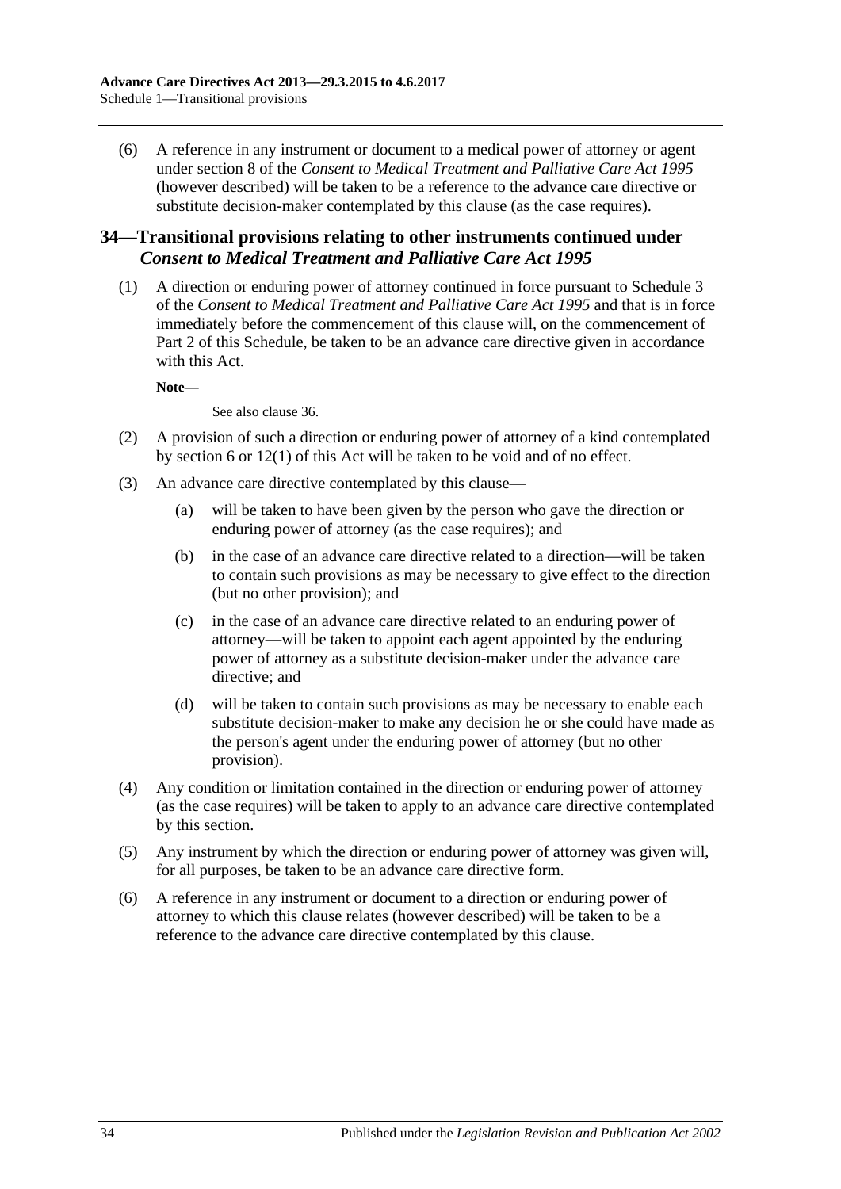(6) A reference in any instrument or document to a medical power of attorney or agent under section 8 of the *Consent to Medical Treatment and Palliative Care Act 1995* (however described) will be taken to be a reference to the advance care directive or substitute decision-maker contemplated by this clause (as the case requires).

## 34—Transitional provisions relating to other instruments continued under *Consent to Medical Treatment and Palliative Care Act 1995*

(1) A direction or enduring power of attorney continued in force pursuant to Schedule 3 of the *Consent to Medical Treatment and Palliative Care Act 1995* and that is in force immediately before the commencement of this clause will, on the commencement of Part 2 of this Schedule, be taken to be an advance care directive given in accordance with this Act.

**Note—**

See also clause 36.

(2) A provision of such a direction or enduring power of attorney of a kind contemplated by section 6 or 12(1) of this Act will be taken to be void and of no effect.

(3) An advance care directive contemplated by this clause—

(a) will be taken to have been given by the person who gave the direction or enduring power of attorney (as the case requires); and

(b) in the case of an advance care directive related to a direction—will be taken to contain such provisions as may be necessary to give effect to the direction (but no other provision); and

(c) in the case of an advance care directive related to an enduring power of attorney—will be taken to appoint each agent appointed by the enduring power of attorney as a substitute decision-maker under the advance care directive; and

(d) will be taken to contain such provisions as may be necessary to enable each substitute decision-maker to make any decision he or she could have made as the person's agent under the enduring power of attorney (but no other provision).

(4) Any condition or limitation contained in the direction or enduring power of attorney (as the case requires) will be taken to apply to an advance care directive contemplated by this section.

(5) Any instrument by which the direction or enduring power of attorney was given will, for all purposes, be taken to be an advance care directive form.

(6) A reference in any instrument or document to a direction or enduring power of attorney to which this clause relates (however described) will be taken to be a reference to the advance care directive contemplated by this clause.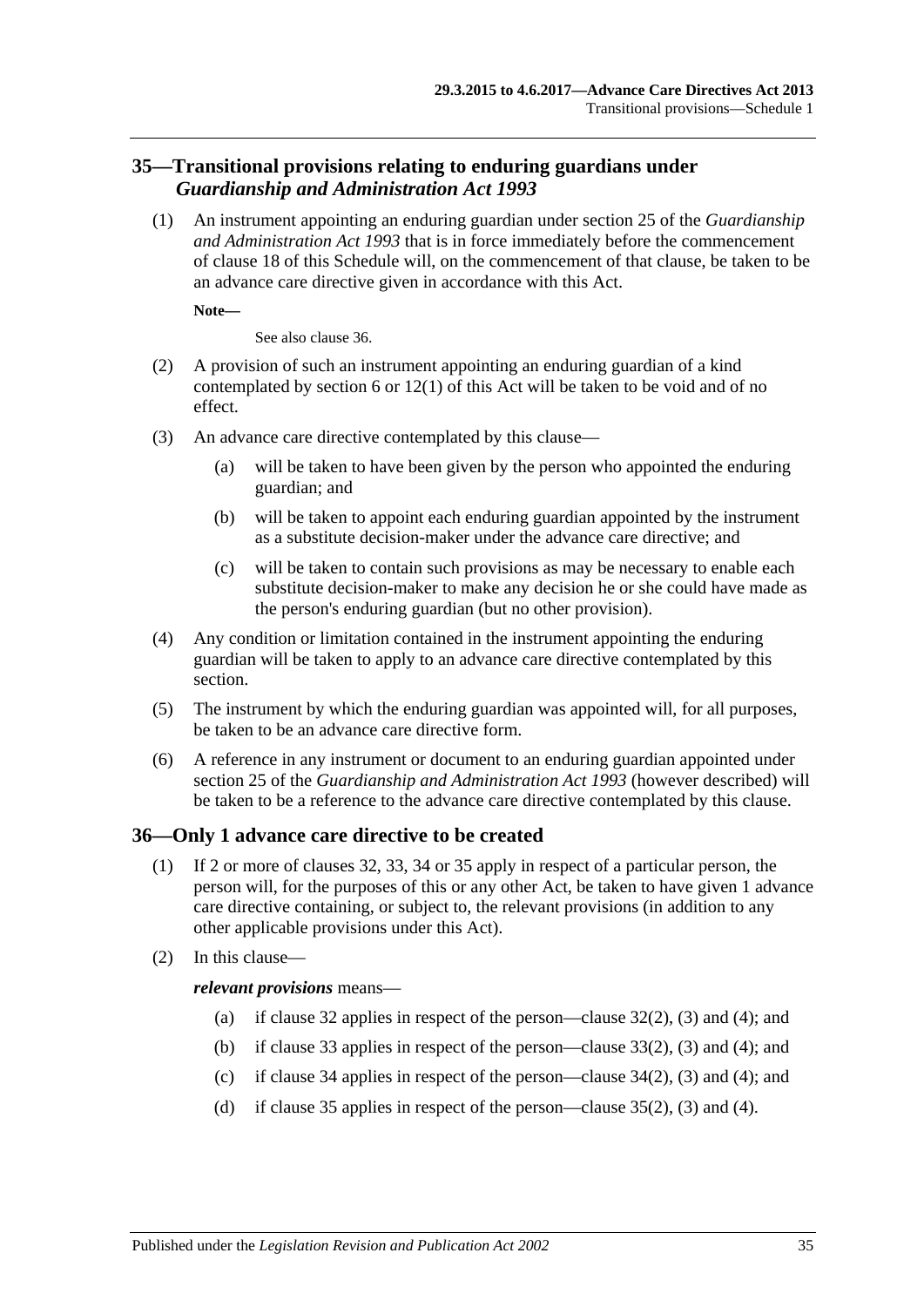## 35—Transitional provisions relating to enduring guardians under *Guardianship and Administration Act 1993*

(1) An instrument appointing an enduring guardian under section 25 of the *Guardianship and Administration Act 1993* that is in force immediately before the commencement of clause 18 of this Schedule will, on the commencement of that clause, be taken to be an advance care directive given in accordance with this Act.

**Note—**

See also clause 36.

(2) A provision of such an instrument appointing an enduring guardian of a kind contemplated by section 6 or 12(1) of this Act will be taken to be void and of no effect.

(3) An advance care directive contemplated by this clause—

(a) will be taken to have been given by the person who appointed the enduring guardian; and

(b) will be taken to appoint each enduring guardian appointed by the instrument as a substitute decision-maker under the advance care directive; and

(c) will be taken to contain such provisions as may be necessary to enable each substitute decision-maker to make any decision he or she could have made as the person's enduring guardian (but no other provision).

(4) Any condition or limitation contained in the instrument appointing the enduring guardian will be taken to apply to an advance care directive contemplated by this section.

(5) The instrument by which the enduring guardian was appointed will, for all purposes, be taken to be an advance care directive form.

(6) A reference in any instrument or document to an enduring guardian appointed under section 25 of the *Guardianship and Administration Act 1993* (however described) will be taken to be a reference to the advance care directive contemplated by this clause.

## 36—Only 1 advance care directive to be created

(1) If 2 or more of clauses 32, 33, 34 or 35 apply in respect of a particular person, the person will, for the purposes of this or any other Act, be taken to have given 1 advance care directive containing, or subject to, the relevant provisions (in addition to any other applicable provisions under this Act).

(2) In this clause—

***relevant provisions*** means—

(a) if clause 32 applies in respect of the person—clause 32(2), (3) and (4); and

(b) if clause 33 applies in respect of the person—clause 33(2), (3) and (4); and

(c) if clause 34 applies in respect of the person—clause 34(2), (3) and (4); and

(d) if clause 35 applies in respect of the person—clause 35(2), (3) and (4).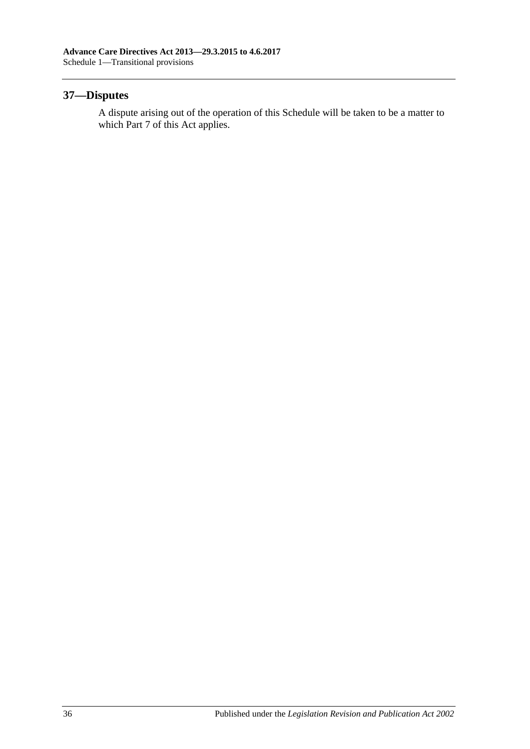## 37—Disputes

A dispute arising out of the operation of this Schedule will be taken to be a matter to which Part 7 of this Act applies.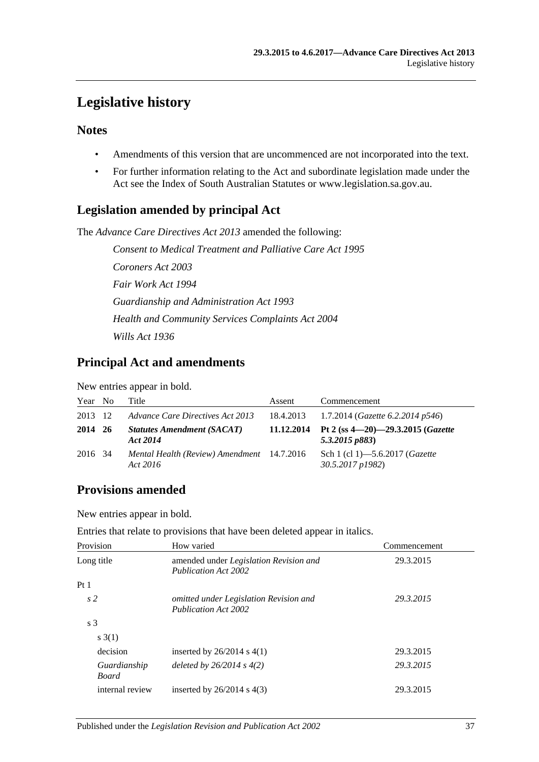# Legislative history

## Notes

- Amendments of this version that are uncommenced are not incorporated into the text.
- For further information relating to the Act and subordinate legislation made under the Act see the Index of South Australian Statutes or www.legislation.sa.gov.au.

## Legislation amended by principal Act

The *Advance Care Directives Act 2013* amended the following:

*Consent to Medical Treatment and Palliative Care Act 1995*

*Coroners Act 2003*

*Fair Work Act 1994*

*Guardianship and Administration Act 1993*

*Health and Community Services Complaints Act 2004*

*Wills Act 1936*

## Principal Act and amendments

New entries appear in bold.

| Year | No | Title | Assent | Commencement |
|---|---|---|---|---|
| 2013 | 12 | *Advance Care Directives Act 2013* | 18.4.2013 | 1.7.2014 (*Gazette 6.2.2014 p546*) |
| **2014** | **26** | ***Statutes Amendment (SACAT) Act 2014*** | **11.12.2014** | **Pt 2 (ss 4—20)—29.3.2015 (*Gazette 5.3.2015 p883*)** |
| 2016 | 34 | *Mental Health (Review) Amendment Act 2016* | 14.7.2016 | Sch 1 (cl 1)—5.6.2017 (*Gazette 30.5.2017 p1982*) |

## Provisions amended

New entries appear in bold.

Entries that relate to provisions that have been deleted appear in italics.

| Provision | How varied | Commencement |
|---|---|---|
| Long title | amended under *Legislation Revision and Publication Act 2002* | 29.3.2015 |
| Pt 1 | | |
| *s 2* | *omitted under Legislation Revision and Publication Act 2002* | *29.3.2015* |
| s 3 | | |
| s 3(1) | | |
| decision | inserted by 26/2014 s 4(1) | 29.3.2015 |
| *Guardianship Board* | *deleted by 26/2014 s 4(2)* | *29.3.2015* |
| internal review | inserted by 26/2014 s 4(3) | 29.3.2015 |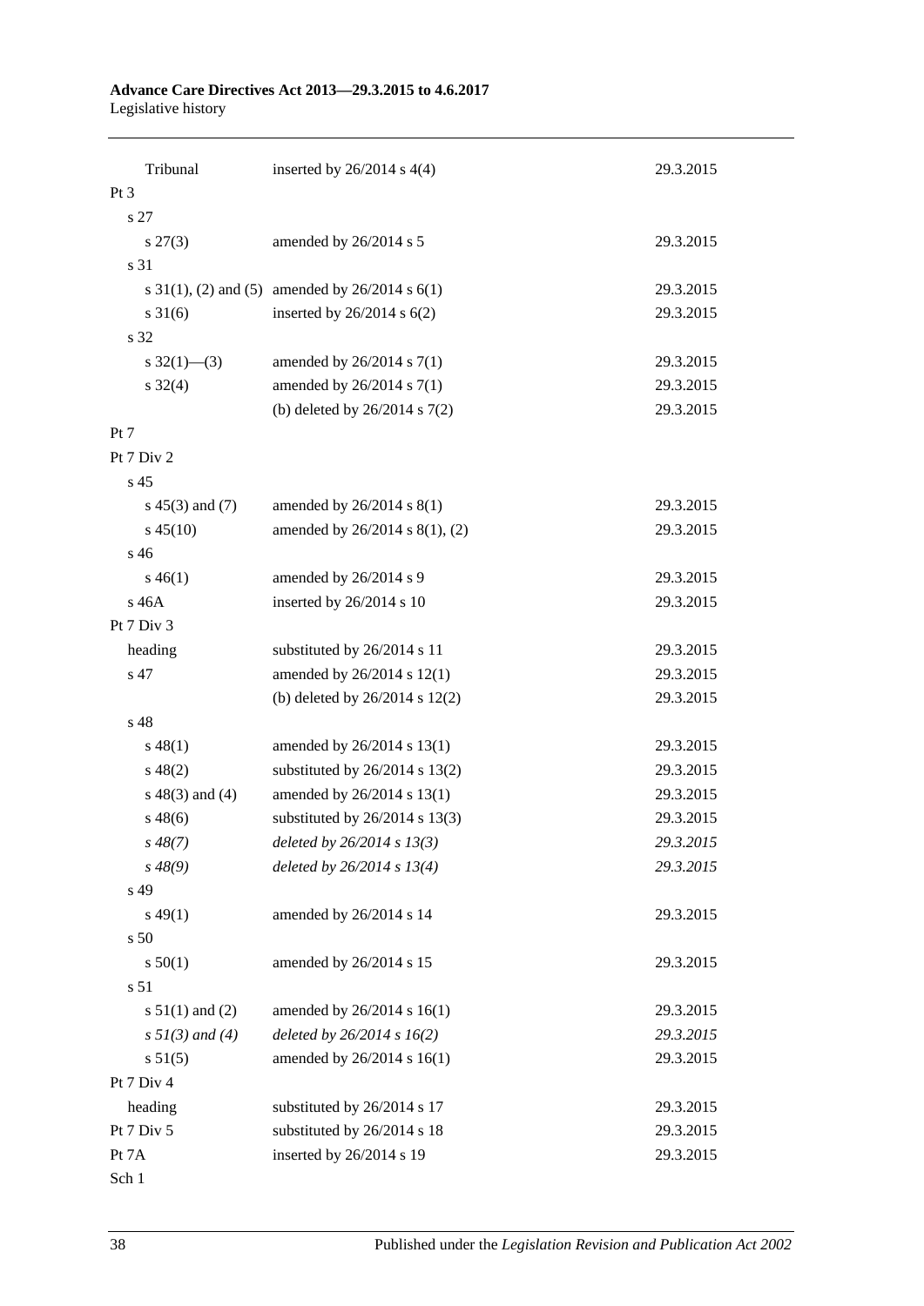| | | |
|---|---|---|
| Tribunal | inserted by 26/2014 s 4(4) | 29.3.2015 |
| Pt 3 | | |
| s 27 | | |
| s 27(3) | amended by 26/2014 s 5 | 29.3.2015 |
| s 31 | | |
| s 31(1), (2) and (5) | amended by 26/2014 s 6(1) | 29.3.2015 |
| s 31(6) | inserted by 26/2014 s 6(2) | 29.3.2015 |
| s 32 | | |
| s 32(1)—(3) | amended by 26/2014 s 7(1) | 29.3.2015 |
| s 32(4) | amended by 26/2014 s 7(1) | 29.3.2015 |
| | (b) deleted by 26/2014 s 7(2) | 29.3.2015 |
| Pt 7 | | |
| Pt 7 Div 2 | | |
| s 45 | | |
| s 45(3) and (7) | amended by 26/2014 s 8(1) | 29.3.2015 |
| s 45(10) | amended by 26/2014 s 8(1), (2) | 29.3.2015 |
| s 46 | | |
| s 46(1) | amended by 26/2014 s 9 | 29.3.2015 |
| s 46A | inserted by 26/2014 s 10 | 29.3.2015 |
| Pt 7 Div 3 | | |
| heading | substituted by 26/2014 s 11 | 29.3.2015 |
| s 47 | amended by 26/2014 s 12(1) | 29.3.2015 |
| | (b) deleted by 26/2014 s 12(2) | 29.3.2015 |
| s 48 | | |
| s 48(1) | amended by 26/2014 s 13(1) | 29.3.2015 |
| s 48(2) | substituted by 26/2014 s 13(2) | 29.3.2015 |
| s 48(3) and (4) | amended by 26/2014 s 13(1) | 29.3.2015 |
| s 48(6) | substituted by 26/2014 s 13(3) | 29.3.2015 |
| *s 48(7)* | *deleted by 26/2014 s 13(3)* | *29.3.2015* |
| *s 48(9)* | *deleted by 26/2014 s 13(4)* | *29.3.2015* |
| s 49 | | |
| s 49(1) | amended by 26/2014 s 14 | 29.3.2015 |
| s 50 | | |
| s 50(1) | amended by 26/2014 s 15 | 29.3.2015 |
| s 51 | | |
| s 51(1) and (2) | amended by 26/2014 s 16(1) | 29.3.2015 |
| *s 51(3) and (4)* | *deleted by 26/2014 s 16(2)* | *29.3.2015* |
| s 51(5) | amended by 26/2014 s 16(1) | 29.3.2015 |
| Pt 7 Div 4 | | |
| heading | substituted by 26/2014 s 17 | 29.3.2015 |
| Pt 7 Div 5 | substituted by 26/2014 s 18 | 29.3.2015 |
| Pt 7A | inserted by 26/2014 s 19 | 29.3.2015 |
| Sch 1 | | |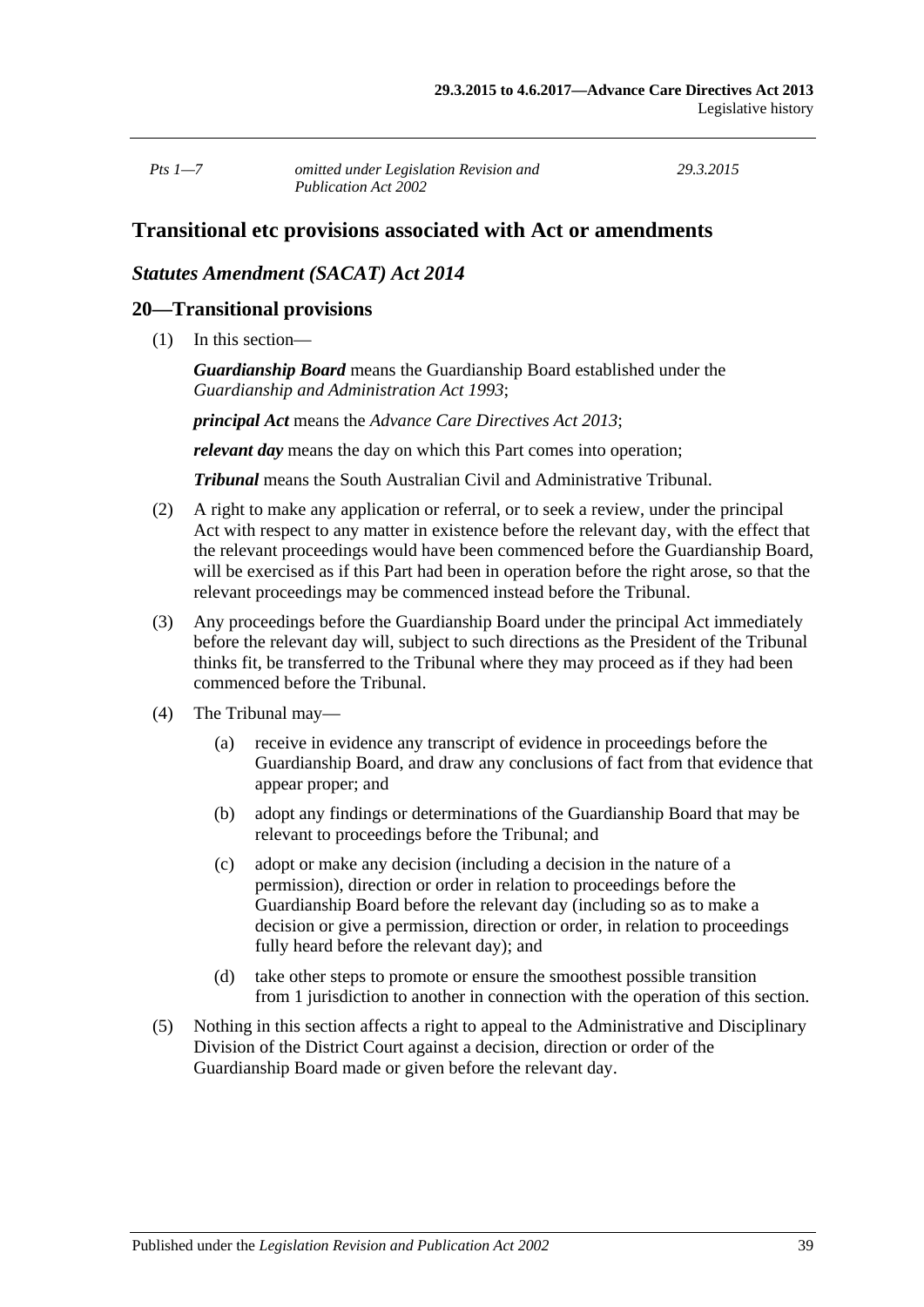| | | |
|---|---|---|
| *Pts 1—7* | *omitted under Legislation Revision and Publication Act 2002* | *29.3.2015* |

## Transitional etc provisions associated with Act or amendments

### *Statutes Amendment (SACAT) Act 2014*

### 20—Transitional provisions

(1) In this section—

***Guardianship Board*** means the Guardianship Board established under the *Guardianship and Administration Act 1993*;

***principal Act*** means the *Advance Care Directives Act 2013*;

***relevant day*** means the day on which this Part comes into operation;

***Tribunal*** means the South Australian Civil and Administrative Tribunal.

(2) A right to make any application or referral, or to seek a review, under the principal Act with respect to any matter in existence before the relevant day, with the effect that the relevant proceedings would have been commenced before the Guardianship Board, will be exercised as if this Part had been in operation before the right arose, so that the relevant proceedings may be commenced instead before the Tribunal.

(3) Any proceedings before the Guardianship Board under the principal Act immediately before the relevant day will, subject to such directions as the President of the Tribunal thinks fit, be transferred to the Tribunal where they may proceed as if they had been commenced before the Tribunal.

(4) The Tribunal may—

(a) receive in evidence any transcript of evidence in proceedings before the Guardianship Board, and draw any conclusions of fact from that evidence that appear proper; and

(b) adopt any findings or determinations of the Guardianship Board that may be relevant to proceedings before the Tribunal; and

(c) adopt or make any decision (including a decision in the nature of a permission), direction or order in relation to proceedings before the Guardianship Board before the relevant day (including so as to make a decision or give a permission, direction or order, in relation to proceedings fully heard before the relevant day); and

(d) take other steps to promote or ensure the smoothest possible transition from 1 jurisdiction to another in connection with the operation of this section.

(5) Nothing in this section affects a right to appeal to the Administrative and Disciplinary Division of the District Court against a decision, direction or order of the Guardianship Board made or given before the relevant day.